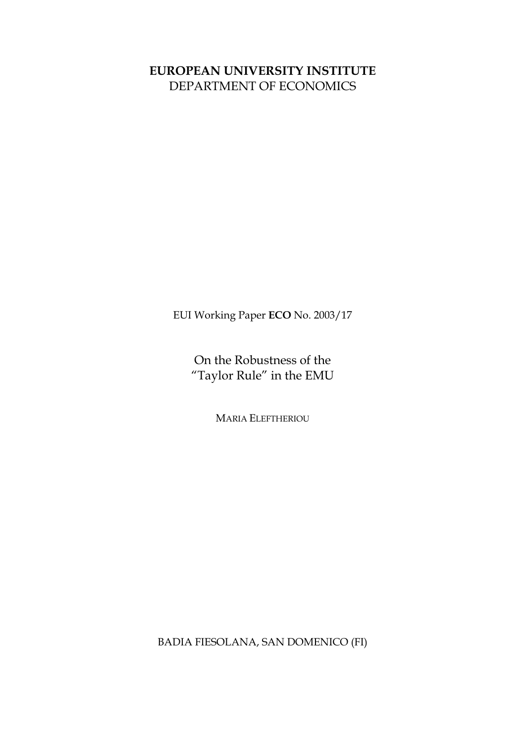**EUROPEAN UNIVERSITY INSTITUTE**
DEPARTMENT OF ECONOMICS

EUI Working Paper **ECO** No. 2003/17

# On the Robustness of the "Taylor Rule" in the EMU

MARIA ELEFTHERIOU

BADIA FIESOLANA, SAN DOMENICO (FI)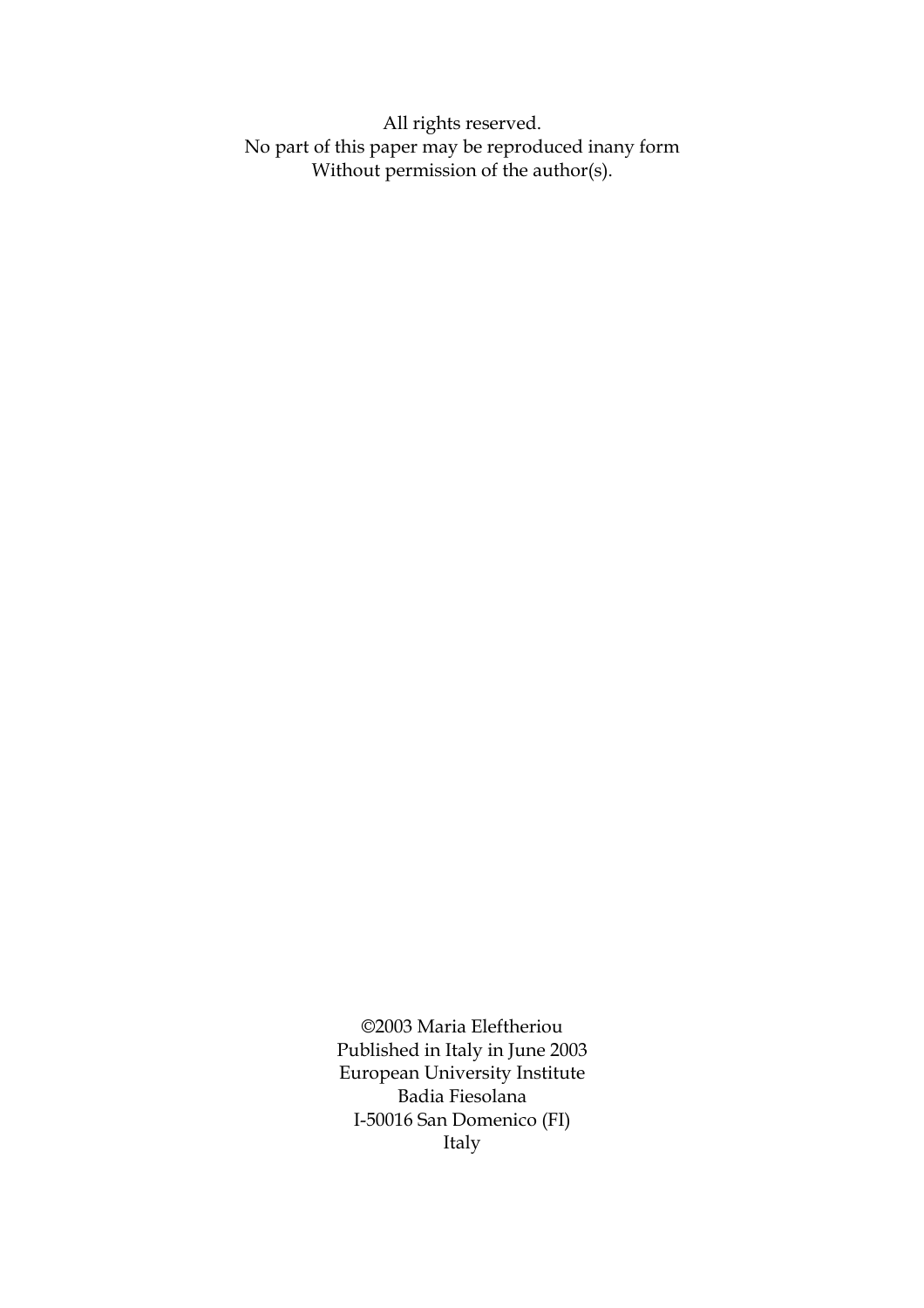All rights reserved.
No part of this paper may be reproduced inany form
Without permission of the author(s).

©2003 Maria Eleftheriou
Published in Italy in June 2003
European University Institute
Badia Fiesolana
I-50016 San Domenico (FI)
Italy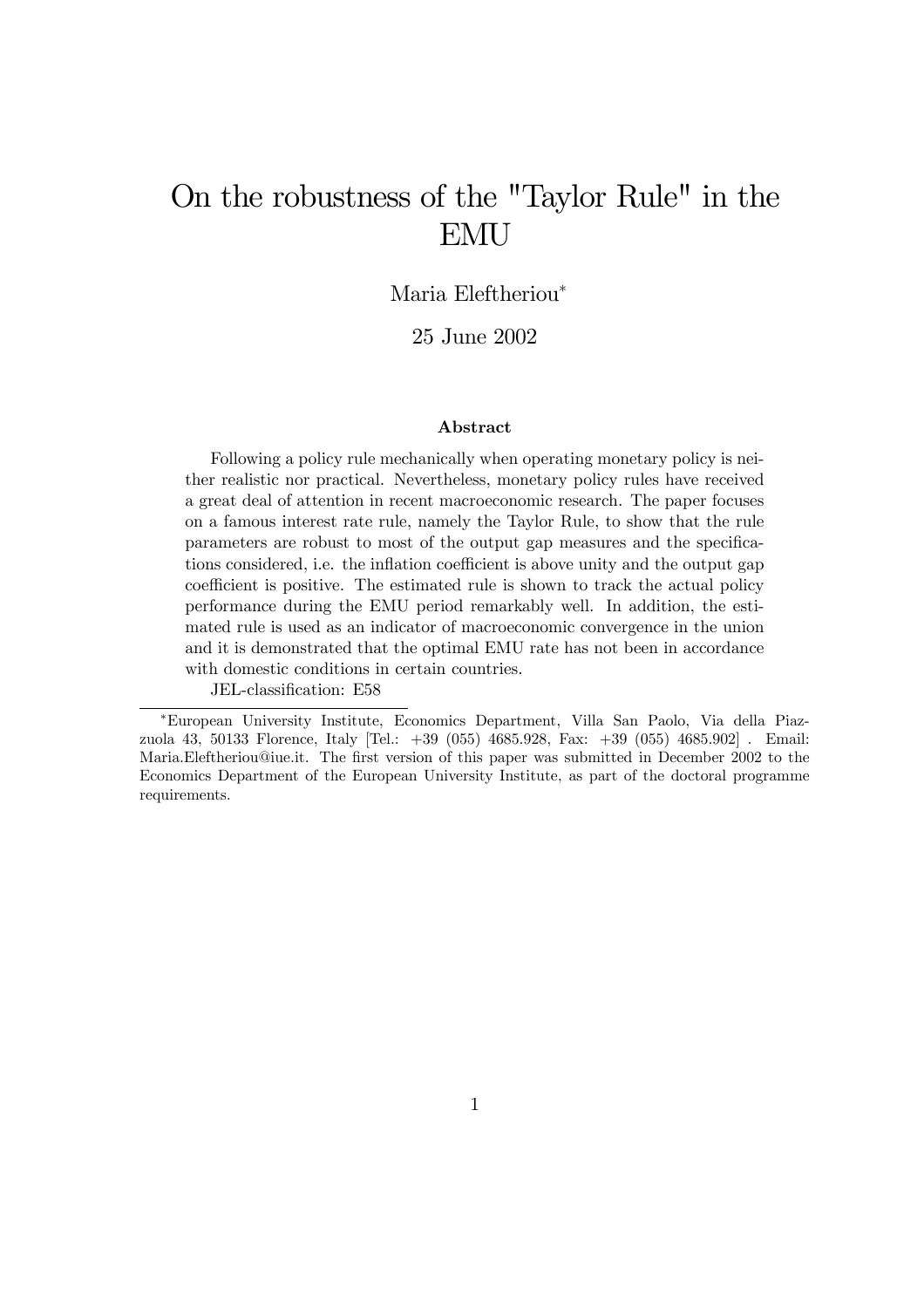# On the robustness of the "Taylor Rule" in the EMU

Maria Eleftheriou*

25 June 2002

### Abstract

Following a policy rule mechanically when operating monetary policy is neither realistic nor practical. Nevertheless, monetary policy rules have received a great deal of attention in recent macroeconomic research. The paper focuses on a famous interest rate rule, namely the Taylor Rule, to show that the rule parameters are robust to most of the output gap measures and the specifications considered, i.e. the inflation coefficient is above unity and the output gap coefficient is positive. The estimated rule is shown to track the actual policy performance during the EMU period remarkably well. In addition, the estimated rule is used as an indicator of macroeconomic convergence in the union and it is demonstrated that the optimal EMU rate has not been in accordance with domestic conditions in certain countries.

JEL-classification: E58

---

*European University Institute, Economics Department, Villa San Paolo, Via della Piazzuola 43, 50133 Florence, Italy [Tel.: +39 (055) 4685.928, Fax: +39 (055) 4685.902] . Email: Maria.Eleftheriou@iue.it. The first version of this paper was submitted in December 2002 to the Economics Department of the European University Institute, as part of the doctoral programme requirements.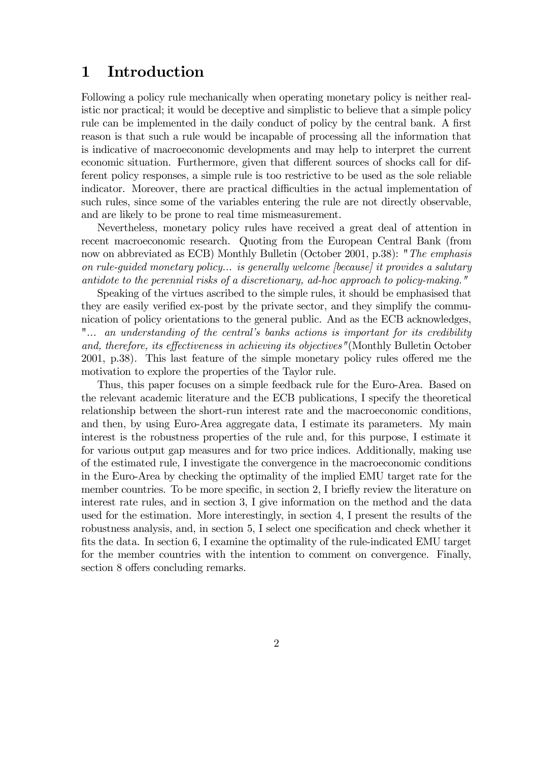# 1 Introduction

Following a policy rule mechanically when operating monetary policy is neither realistic nor practical; it would be deceptive and simplistic to believe that a simple policy rule can be implemented in the daily conduct of policy by the central bank. A first reason is that such a rule would be incapable of processing all the information that is indicative of macroeconomic developments and may help to interpret the current economic situation. Furthermore, given that different sources of shocks call for different policy responses, a simple rule is too restrictive to be used as the sole reliable indicator. Moreover, there are practical difficulties in the actual implementation of such rules, since some of the variables entering the rule are not directly observable, and are likely to be prone to real time mismeasurement.

Nevertheless, monetary policy rules have received a great deal of attention in recent macroeconomic research. Quoting from the European Central Bank (from now on abbreviated as ECB) Monthly Bulletin (October 2001, p.38): "*The emphasis on rule-guided monetary policy... is generally welcome [because] it provides a salutary antidote to the perennial risks of a discretionary, ad-hoc approach to policy-making.*"

Speaking of the virtues ascribed to the simple rules, it should be emphasised that they are easily verified ex-post by the private sector, and they simplify the communication of policy orientations to the general public. And as the ECB acknowledges, "*... an understanding of the central's banks actions is important for its credibility and, therefore, its effectiveness in achieving its objectives*"(Monthly Bulletin October 2001, p.38). This last feature of the simple monetary policy rules offered me the motivation to explore the properties of the Taylor rule.

Thus, this paper focuses on a simple feedback rule for the Euro-Area. Based on the relevant academic literature and the ECB publications, I specify the theoretical relationship between the short-run interest rate and the macroeconomic conditions, and then, by using Euro-Area aggregate data, I estimate its parameters. My main interest is the robustness properties of the rule and, for this purpose, I estimate it for various output gap measures and for two price indices. Additionally, making use of the estimated rule, I investigate the convergence in the macroeconomic conditions in the Euro-Area by checking the optimality of the implied EMU target rate for the member countries. To be more specific, in section 2, I briefly review the literature on interest rate rules, and in section 3, I give information on the method and the data used for the estimation. More interestingly, in section 4, I present the results of the robustness analysis, and, in section 5, I select one specification and check whether it fits the data. In section 6, I examine the optimality of the rule-indicated EMU target for the member countries with the intention to comment on convergence. Finally, section 8 offers concluding remarks.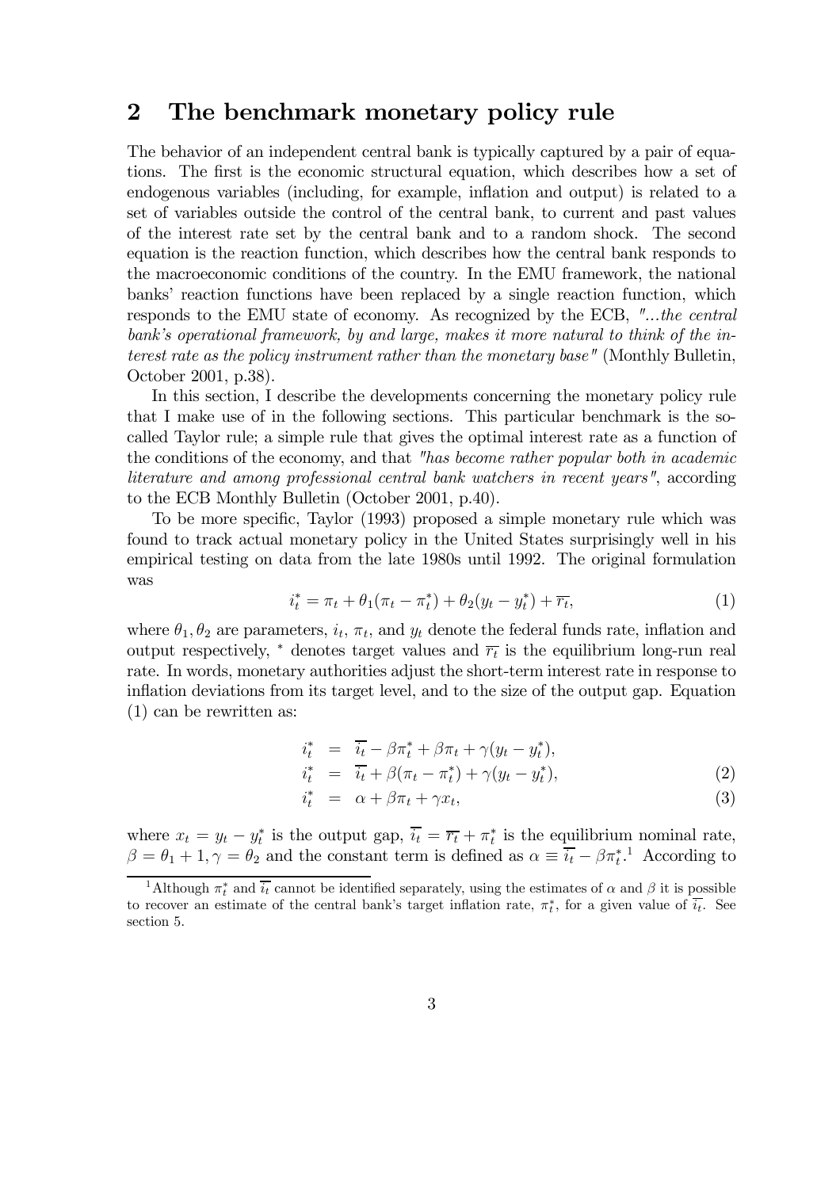## 2 The benchmark monetary policy rule

The behavior of an independent central bank is typically captured by a pair of equations. The first is the economic structural equation, which describes how a set of endogenous variables (including, for example, inflation and output) is related to a set of variables outside the control of the central bank, to current and past values of the interest rate set by the central bank and to a random shock. The second equation is the reaction function, which describes how the central bank responds to the macroeconomic conditions of the country. In the EMU framework, the national banks' reaction functions have been replaced by a single reaction function, which responds to the EMU state of economy. As recognized by the ECB, *"...the central bank's operational framework, by and large, makes it more natural to think of the interest rate as the policy instrument rather than the monetary base"* (Monthly Bulletin, October 2001, p.38).

In this section, I describe the developments concerning the monetary policy rule that I make use of in the following sections. This particular benchmark is the so-called Taylor rule; a simple rule that gives the optimal interest rate as a function of the conditions of the economy, and that *"has become rather popular both in academic literature and among professional central bank watchers in recent years"*, according to the ECB Monthly Bulletin (October 2001, p.40).

To be more specific, Taylor (1993) proposed a simple monetary rule which was found to track actual monetary policy in the United States surprisingly well in his empirical testing on data from the late 1980s until 1992. The original formulation was

$$i_t^* = \pi_t + \theta_1(\pi_t - \pi_t^*) + \theta_2(y_t - y_t^*) + \overline{r_t}, \tag{1}$$

where $\theta_1, \theta_2$ are parameters, $i_t$, $\pi_t$, and $y_t$ denote the federal funds rate, inflation and output respectively, $^*$ denotes target values and $\overline{r_t}$ is the equilibrium long-run real rate. In words, monetary authorities adjust the short-term interest rate in response to inflation deviations from its target level, and to the size of the output gap. Equation (1) can be rewritten as:

$$\begin{aligned} i_t^* &= \overline{i_t} - \beta\pi_t^* + \beta\pi_t + \gamma(y_t - y_t^*), \\ i_t^* &= \overline{i_t} + \beta(\pi_t - \pi_t^*) + \gamma(y_t - y_t^*), && (2) \\ i_t^* &= \alpha + \beta\pi_t + \gamma x_t, && (3) \end{aligned}$$

where $x_t = y_t - y_t^*$ is the output gap, $\overline{i_t} = \overline{r_t} + \pi_t^*$ is the equilibrium nominal rate, $\beta = \theta_1 + 1, \gamma = \theta_2$ and the constant term is defined as $\alpha \equiv \overline{i_t} - \beta\pi_t^*$.[1] According to

[1] Although $\pi_t^*$ and $\overline{i_t}$ cannot be identified separately, using the estimates of $\alpha$ and $\beta$ it is possible to recover an estimate of the central bank's target inflation rate, $\pi_t^*$, for a given value of $\overline{i_t}$. See section 5.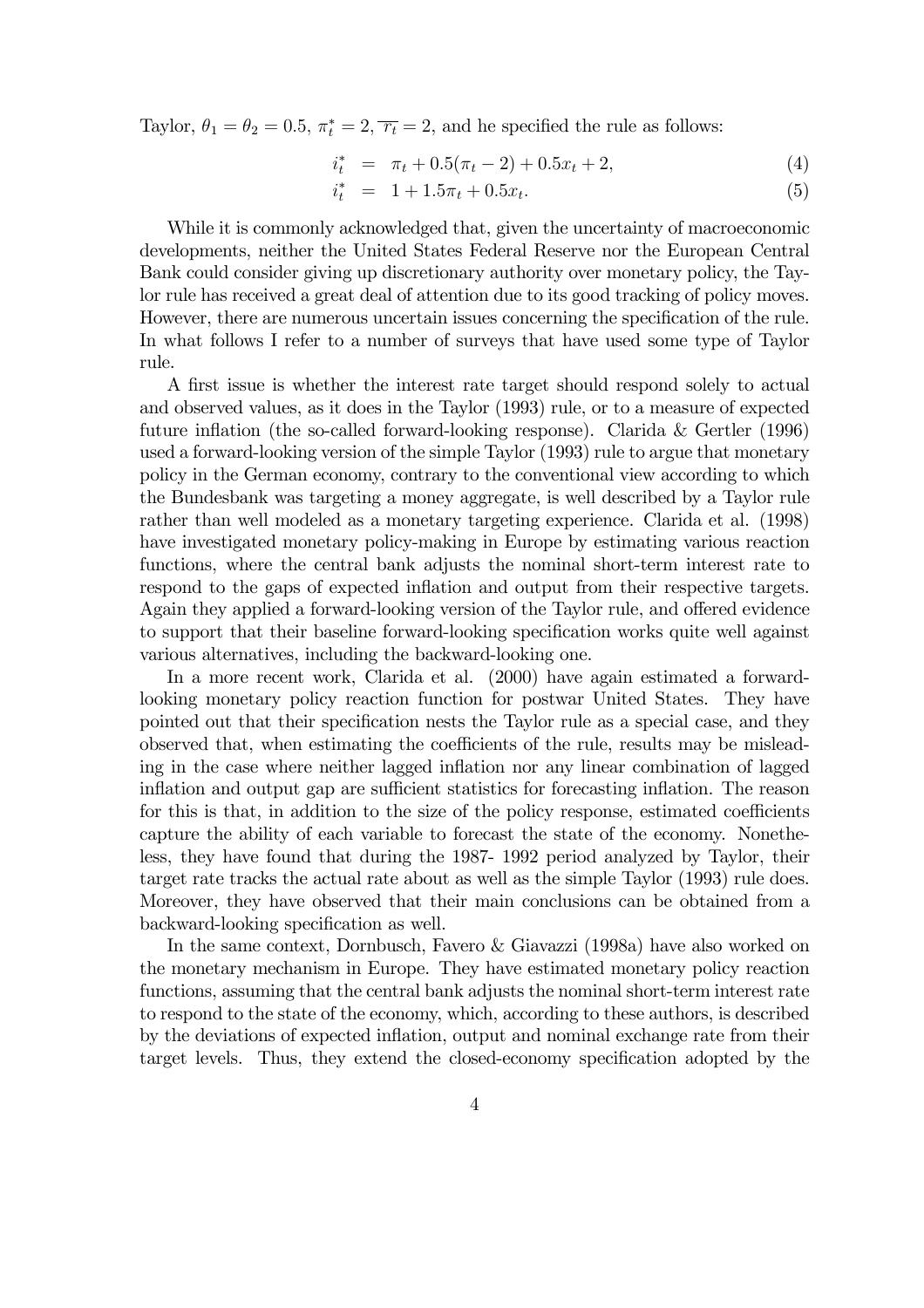Taylor, $\theta_1 = \theta_2 = 0.5$, $\pi_t^* = 2$, $\overline{r_t} = 2$, and he specified the rule as follows:

$$
\begin{aligned}
i_t^* &= \pi_t + 0.5(\pi_t - 2) + 0.5x_t + 2, && (4)\\
i_t^* &= 1 + 1.5\pi_t + 0.5x_t. && (5)
\end{aligned}
$$

While it is commonly acknowledged that, given the uncertainty of macroeconomic developments, neither the United States Federal Reserve nor the European Central Bank could consider giving up discretionary authority over monetary policy, the Taylor rule has received a great deal of attention due to its good tracking of policy moves. However, there are numerous uncertain issues concerning the specification of the rule. In what follows I refer to a number of surveys that have used some type of Taylor rule.

A first issue is whether the interest rate target should respond solely to actual and observed values, as it does in the Taylor (1993) rule, or to a measure of expected future inflation (the so-called forward-looking response). Clarida & Gertler (1996) used a forward-looking version of the simple Taylor (1993) rule to argue that monetary policy in the German economy, contrary to the conventional view according to which the Bundesbank was targeting a money aggregate, is well described by a Taylor rule rather than well modeled as a monetary targeting experience. Clarida et al. (1998) have investigated monetary policy-making in Europe by estimating various reaction functions, where the central bank adjusts the nominal short-term interest rate to respond to the gaps of expected inflation and output from their respective targets. Again they applied a forward-looking version of the Taylor rule, and offered evidence to support that their baseline forward-looking specification works quite well against various alternatives, including the backward-looking one.

In a more recent work, Clarida et al. (2000) have again estimated a forward-looking monetary policy reaction function for postwar United States. They have pointed out that their specification nests the Taylor rule as a special case, and they observed that, when estimating the coefficients of the rule, results may be misleading in the case where neither lagged inflation nor any linear combination of lagged inflation and output gap are sufficient statistics for forecasting inflation. The reason for this is that, in addition to the size of the policy response, estimated coefficients capture the ability of each variable to forecast the state of the economy. Nonetheless, they have found that during the 1987- 1992 period analyzed by Taylor, their target rate tracks the actual rate about as well as the simple Taylor (1993) rule does. Moreover, they have observed that their main conclusions can be obtained from a backward-looking specification as well.

In the same context, Dornbusch, Favero & Giavazzi (1998a) have also worked on the monetary mechanism in Europe. They have estimated monetary policy reaction functions, assuming that the central bank adjusts the nominal short-term interest rate to respond to the state of the economy, which, according to these authors, is described by the deviations of expected inflation, output and nominal exchange rate from their target levels. Thus, they extend the closed-economy specification adopted by the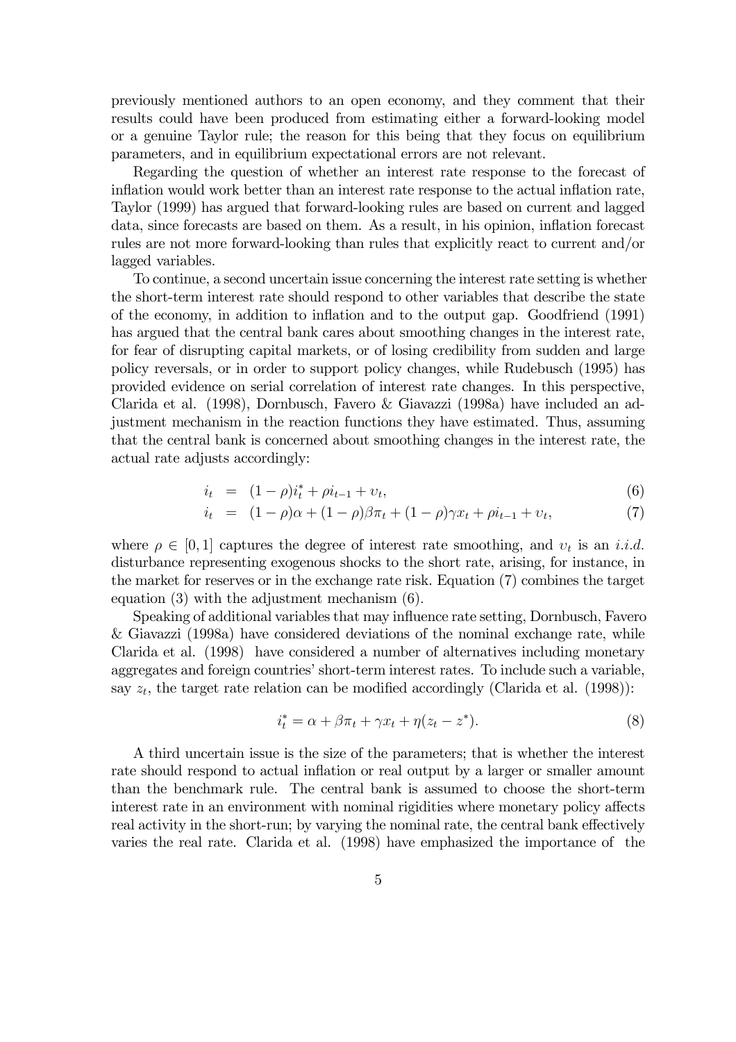previously mentioned authors to an open economy, and they comment that their results could have been produced from estimating either a forward-looking model or a genuine Taylor rule; the reason for this being that they focus on equilibrium parameters, and in equilibrium expectational errors are not relevant.

Regarding the question of whether an interest rate response to the forecast of inflation would work better than an interest rate response to the actual inflation rate, Taylor (1999) has argued that forward-looking rules are based on current and lagged data, since forecasts are based on them. As a result, in his opinion, inflation forecast rules are not more forward-looking than rules that explicitly react to current and/or lagged variables.

To continue, a second uncertain issue concerning the interest rate setting is whether the short-term interest rate should respond to other variables that describe the state of the economy, in addition to inflation and to the output gap. Goodfriend (1991) has argued that the central bank cares about smoothing changes in the interest rate, for fear of disrupting capital markets, or of losing credibility from sudden and large policy reversals, or in order to support policy changes, while Rudebusch (1995) has provided evidence on serial correlation of interest rate changes. In this perspective, Clarida et al. (1998), Dornbusch, Favero & Giavazzi (1998a) have included an adjustment mechanism in the reaction functions they have estimated. Thus, assuming that the central bank is concerned about smoothing changes in the interest rate, the actual rate adjusts accordingly:

$$i_t = (1-\rho)i_t^* + \rho i_{t-1} + \upsilon_t, \tag{6}$$

$$i_t = (1-\rho)\alpha + (1-\rho)\beta\pi_t + (1-\rho)\gamma x_t + \rho i_{t-1} + \upsilon_t, \tag{7}$$

where $\rho \in [0,1]$ captures the degree of interest rate smoothing, and $\upsilon_t$ is an *i.i.d.* disturbance representing exogenous shocks to the short rate, arising, for instance, in the market for reserves or in the exchange rate risk. Equation (7) combines the target equation (3) with the adjustment mechanism (6).

Speaking of additional variables that may influence rate setting, Dornbusch, Favero & Giavazzi (1998a) have considered deviations of the nominal exchange rate, while Clarida et al. (1998) have considered a number of alternatives including monetary aggregates and foreign countries' short-term interest rates. To include such a variable, say $z_t$, the target rate relation can be modified accordingly (Clarida et al. (1998)):

$$i_t^* = \alpha + \beta\pi_t + \gamma x_t + \eta(z_t - z^*). \tag{8}$$

A third uncertain issue is the size of the parameters; that is whether the interest rate should respond to actual inflation or real output by a larger or smaller amount than the benchmark rule. The central bank is assumed to choose the short-term interest rate in an environment with nominal rigidities where monetary policy affects real activity in the short-run; by varying the nominal rate, the central bank effectively varies the real rate. Clarida et al. (1998) have emphasized the importance of the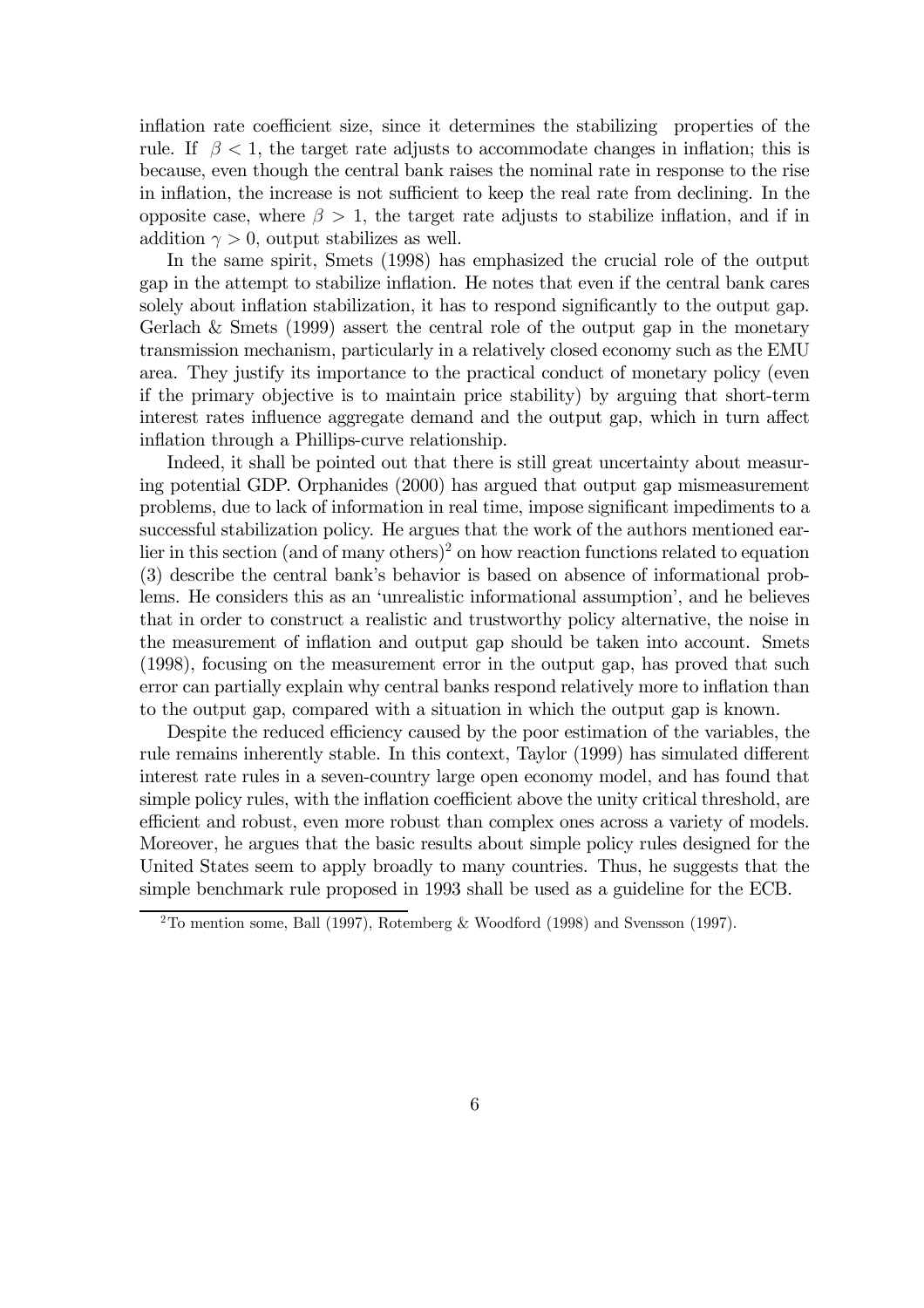inflation rate coefficient size, since it determines the stabilizing properties of the rule. If $\beta < 1$, the target rate adjusts to accommodate changes in inflation; this is because, even though the central bank raises the nominal rate in response to the rise in inflation, the increase is not sufficient to keep the real rate from declining. In the opposite case, where $\beta > 1$, the target rate adjusts to stabilize inflation, and if in addition $\gamma > 0$, output stabilizes as well.

In the same spirit, Smets (1998) has emphasized the crucial role of the output gap in the attempt to stabilize inflation. He notes that even if the central bank cares solely about inflation stabilization, it has to respond significantly to the output gap. Gerlach & Smets (1999) assert the central role of the output gap in the monetary transmission mechanism, particularly in a relatively closed economy such as the EMU area. They justify its importance to the practical conduct of monetary policy (even if the primary objective is to maintain price stability) by arguing that short-term interest rates influence aggregate demand and the output gap, which in turn affect inflation through a Phillips-curve relationship.

Indeed, it shall be pointed out that there is still great uncertainty about measuring potential GDP. Orphanides (2000) has argued that output gap mismeasurement problems, due to lack of information in real time, impose significant impediments to a successful stabilization policy. He argues that the work of the authors mentioned earlier in this section (and of many others)[2] on how reaction functions related to equation (3) describe the central bank's behavior is based on absence of informational problems. He considers this as an 'unrealistic informational assumption', and he believes that in order to construct a realistic and trustworthy policy alternative, the noise in the measurement of inflation and output gap should be taken into account. Smets (1998), focusing on the measurement error in the output gap, has proved that such error can partially explain why central banks respond relatively more to inflation than to the output gap, compared with a situation in which the output gap is known.

Despite the reduced efficiency caused by the poor estimation of the variables, the rule remains inherently stable. In this context, Taylor (1999) has simulated different interest rate rules in a seven-country large open economy model, and has found that simple policy rules, with the inflation coefficient above the unity critical threshold, are efficient and robust, even more robust than complex ones across a variety of models. Moreover, he argues that the basic results about simple policy rules designed for the United States seem to apply broadly to many countries. Thus, he suggests that the simple benchmark rule proposed in 1993 shall be used as a guideline for the ECB.

[2] To mention some, Ball (1997), Rotemberg & Woodford (1998) and Svensson (1997).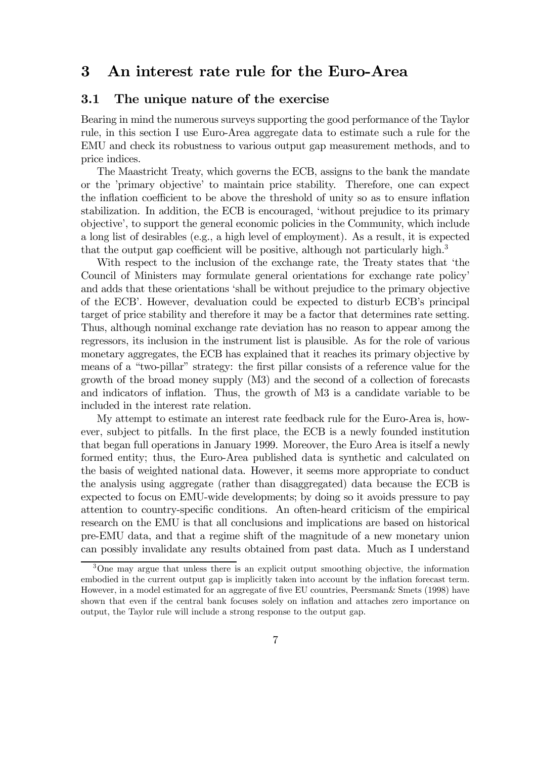# 3 An interest rate rule for the Euro-Area

## 3.1 The unique nature of the exercise

Bearing in mind the numerous surveys supporting the good performance of the Taylor rule, in this section I use Euro-Area aggregate data to estimate such a rule for the EMU and check its robustness to various output gap measurement methods, and to price indices.

The Maastricht Treaty, which governs the ECB, assigns to the bank the mandate or the 'primary objective' to maintain price stability. Therefore, one can expect the inflation coefficient to be above the threshold of unity so as to ensure inflation stabilization. In addition, the ECB is encouraged, 'without prejudice to its primary objective', to support the general economic policies in the Community, which include a long list of desirables (e.g., a high level of employment). As a result, it is expected that the output gap coefficient will be positive, although not particularly high.[3]

With respect to the inclusion of the exchange rate, the Treaty states that 'the Council of Ministers may formulate general orientations for exchange rate policy' and adds that these orientations 'shall be without prejudice to the primary objective of the ECB'. However, devaluation could be expected to disturb ECB's principal target of price stability and therefore it may be a factor that determines rate setting. Thus, although nominal exchange rate deviation has no reason to appear among the regressors, its inclusion in the instrument list is plausible. As for the role of various monetary aggregates, the ECB has explained that it reaches its primary objective by means of a "two-pillar" strategy: the first pillar consists of a reference value for the growth of the broad money supply (M3) and the second of a collection of forecasts and indicators of inflation. Thus, the growth of M3 is a candidate variable to be included in the interest rate relation.

My attempt to estimate an interest rate feedback rule for the Euro-Area is, however, subject to pitfalls. In the first place, the ECB is a newly founded institution that began full operations in January 1999. Moreover, the Euro Area is itself a newly formed entity; thus, the Euro-Area published data is synthetic and calculated on the basis of weighted national data. However, it seems more appropriate to conduct the analysis using aggregate (rather than disaggregated) data because the ECB is expected to focus on EMU-wide developments; by doing so it avoids pressure to pay attention to country-specific conditions. An often-heard criticism of the empirical research on the EMU is that all conclusions and implications are based on historical pre-EMU data, and that a regime shift of the magnitude of a new monetary union can possibly invalidate any results obtained from past data. Much as I understand

[3] One may argue that unless there is an explicit output smoothing objective, the information embodied in the current output gap is implicitly taken into account by the inflation forecast term. However, in a model estimated for an aggregate of five EU countries, Peersman& Smets (1998) have shown that even if the central bank focuses solely on inflation and attaches zero importance on output, the Taylor rule will include a strong response to the output gap.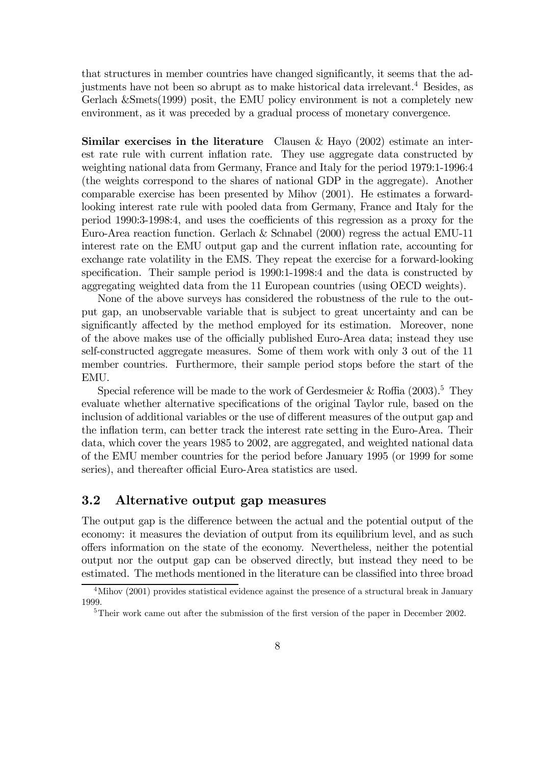that structures in member countries have changed significantly, it seems that the adjustments have not been so abrupt as to make historical data irrelevant.[4] Besides, as Gerlach &Smets(1999) posit, the EMU policy environment is not a completely new environment, as it was preceded by a gradual process of monetary convergence.

**Similar exercises in the literature** Clausen & Hayo (2002) estimate an interest rate rule with current inflation rate. They use aggregate data constructed by weighting national data from Germany, France and Italy for the period 1979:1-1996:4 (the weights correspond to the shares of national GDP in the aggregate). Another comparable exercise has been presented by Mihov (2001). He estimates a forward-looking interest rate rule with pooled data from Germany, France and Italy for the period 1990:3-1998:4, and uses the coefficients of this regression as a proxy for the Euro-Area reaction function. Gerlach & Schnabel (2000) regress the actual EMU-11 interest rate on the EMU output gap and the current inflation rate, accounting for exchange rate volatility in the EMS. They repeat the exercise for a forward-looking specification. Their sample period is 1990:1-1998:4 and the data is constructed by aggregating weighted data from the 11 European countries (using OECD weights).

None of the above surveys has considered the robustness of the rule to the output gap, an unobservable variable that is subject to great uncertainty and can be significantly affected by the method employed for its estimation. Moreover, none of the above makes use of the officially published Euro-Area data; instead they use self-constructed aggregate measures. Some of them work with only 3 out of the 11 member countries. Furthermore, their sample period stops before the start of the EMU.

Special reference will be made to the work of Gerdesmeier & Roffia (2003).[5] They evaluate whether alternative specifications of the original Taylor rule, based on the inclusion of additional variables or the use of different measures of the output gap and the inflation term, can better track the interest rate setting in the Euro-Area. Their data, which cover the years 1985 to 2002, are aggregated, and weighted national data of the EMU member countries for the period before January 1995 (or 1999 for some series), and thereafter official Euro-Area statistics are used.

## 3.2 Alternative output gap measures

The output gap is the difference between the actual and the potential output of the economy: it measures the deviation of output from its equilibrium level, and as such offers information on the state of the economy. Nevertheless, neither the potential output nor the output gap can be observed directly, but instead they need to be estimated. The methods mentioned in the literature can be classified into three broad

[4] Mihov (2001) provides statistical evidence against the presence of a structural break in January 1999.

[5] Their work came out after the submission of the first version of the paper in December 2002.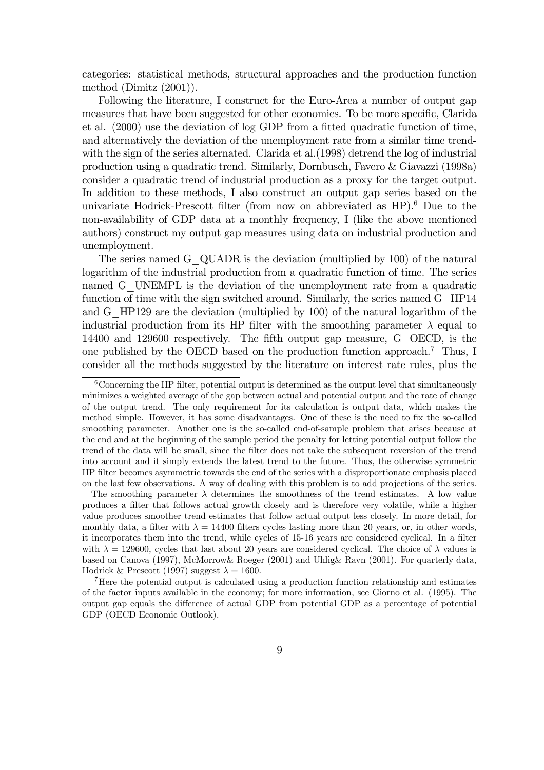categories: statistical methods, structural approaches and the production function method (Dimitz (2001)).

Following the literature, I construct for the Euro-Area a number of output gap measures that have been suggested for other economies. To be more specific, Clarida et al. (2000) use the deviation of log GDP from a fitted quadratic function of time, and alternatively the deviation of the unemployment rate from a similar time trend-with the sign of the series alternated. Clarida et al.(1998) detrend the log of industrial production using a quadratic trend. Similarly, Dornbusch, Favero & Giavazzi (1998a) consider a quadratic trend of industrial production as a proxy for the target output. In addition to these methods, I also construct an output gap series based on the univariate Hodrick-Prescott filter (from now on abbreviated as HP).[6] Due to the non-availability of GDP data at a monthly frequency, I (like the above mentioned authors) construct my output gap measures using data on industrial production and unemployment.

The series named G_QUADR is the deviation (multiplied by 100) of the natural logarithm of the industrial production from a quadratic function of time. The series named G_UNEMPL is the deviation of the unemployment rate from a quadratic function of time with the sign switched around. Similarly, the series named G_HP14 and G_HP129 are the deviation (multiplied by 100) of the natural logarithm of the industrial production from its HP filter with the smoothing parameter $\lambda$ equal to 14400 and 129600 respectively. The fifth output gap measure, G_OECD, is the one published by the OECD based on the production function approach.[7] Thus, I consider all the methods suggested by the literature on interest rate rules, plus the

[6] Concerning the HP filter, potential output is determined as the output level that simultaneously minimizes a weighted average of the gap between actual and potential output and the rate of change of the output trend. The only requirement for its calculation is output data, which makes the method simple. However, it has some disadvantages. One of these is the need to fix the so-called smoothing parameter. Another one is the so-called end-of-sample problem that arises because at the end and at the beginning of the sample period the penalty for letting potential output follow the trend of the data will be small, since the filter does not take the subsequent reversion of the trend into account and it simply extends the latest trend to the future. Thus, the otherwise symmetric HP filter becomes asymmetric towards the end of the series with a disproportionate emphasis placed on the last few observations. A way of dealing with this problem is to add projections of the series.

The smoothing parameter $\lambda$ determines the smoothness of the trend estimates. A low value produces a filter that follows actual growth closely and is therefore very volatile, while a higher value produces smoother trend estimates that follow actual output less closely. In more detail, for monthly data, a filter with $\lambda = 14400$ filters cycles lasting more than 20 years, or, in other words, it incorporates them into the trend, while cycles of 15-16 years are considered cyclical. In a filter with $\lambda = 129600$, cycles that last about 20 years are considered cyclical. The choice of $\lambda$ values is based on Canova (1997), McMorrow& Roeger (2001) and Uhlig& Ravn (2001). For quarterly data, Hodrick & Prescott (1997) suggest $\lambda = 1600$.

[7] Here the potential output is calculated using a production function relationship and estimates of the factor inputs available in the economy; for more information, see Giorno et al. (1995). The output gap equals the difference of actual GDP from potential GDP as a percentage of potential GDP (OECD Economic Outlook).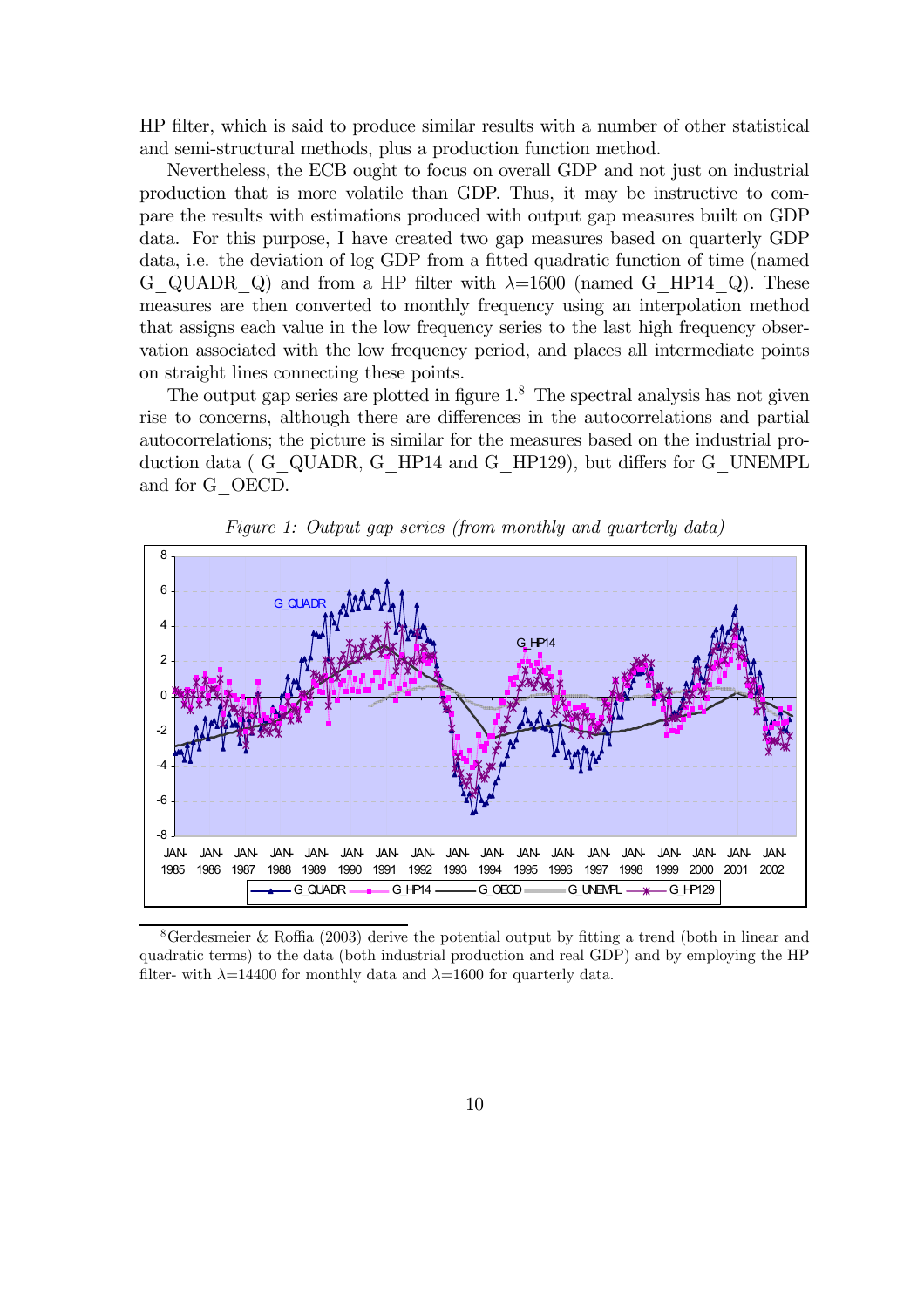HP filter, which is said to produce similar results with a number of other statistical and semi-structural methods, plus a production function method.

Nevertheless, the ECB ought to focus on overall GDP and not just on industrial production that is more volatile than GDP. Thus, it may be instructive to compare the results with estimations produced with output gap measures built on GDP data. For this purpose, I have created two gap measures based on quarterly GDP data, i.e. the deviation of log GDP from a fitted quadratic function of time (named G_QUADR_Q) and from a HP filter with $\lambda$=1600 (named G_HP14_Q). These measures are then converted to monthly frequency using an interpolation method that assigns each value in the low frequency series to the last high frequency observation associated with the low frequency period, and places all intermediate points on straight lines connecting these points.

The output gap series are plotted in figure 1.[8] The spectral analysis has not given rise to concerns, although there are differences in the autocorrelations and partial autocorrelations; the picture is similar for the measures based on the industrial production data ( G_QUADR, G_HP14 and G_HP129), but differs for G_UNEMPL and for G_OECD.

*Figure 1: Output gap series (from monthly and quarterly data)*

[8] Gerdesmeier & Roffia (2003) derive the potential output by fitting a trend (both in linear and quadratic terms) to the data (both industrial production and real GDP) and by employing the HP filter- with $\lambda$=14400 for monthly data and $\lambda$=1600 for quarterly data.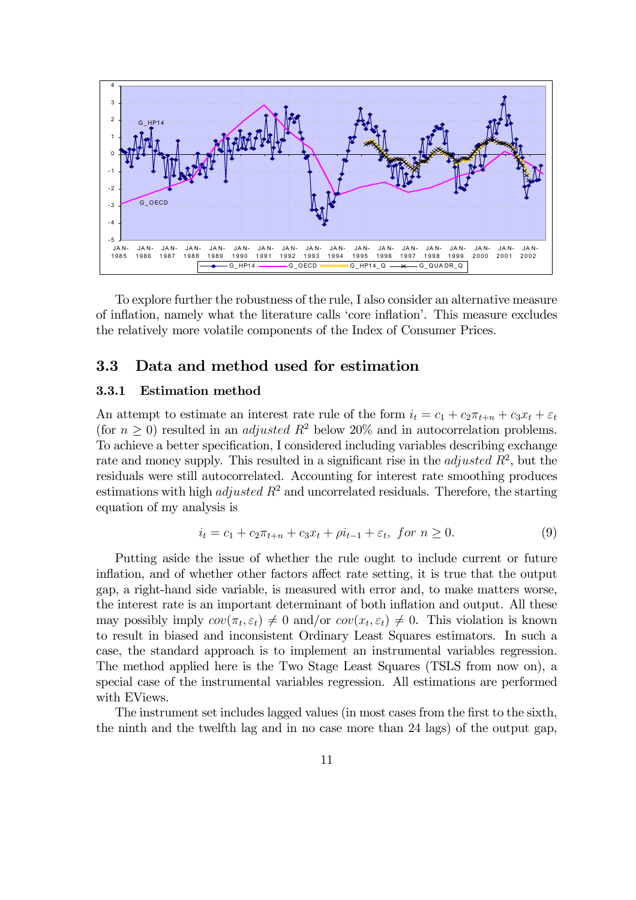To explore further the robustness of the rule, I also consider an alternative measure of inflation, namely what the literature calls 'core inflation'. This measure excludes the relatively more volatile components of the Index of Consumer Prices.

## 3.3 Data and method used for estimation

### 3.3.1 Estimation method

An attempt to estimate an interest rate rule of the form $i_t = c_1 + c_2\pi_{t+n} + c_3x_t + \varepsilon_t$ (for $n \geq 0$) resulted in an *adjusted* $R^2$ below 20% and in autocorrelation problems. To achieve a better specification, I considered including variables describing exchange rate and money supply. This resulted in a significant rise in the *adjusted* $R^2$, but the residuals were still autocorrelated. Accounting for interest rate smoothing produces estimations with high *adjusted* $R^2$ and uncorrelated residuals. Therefore, the starting equation of my analysis is

$$i_t = c_1 + c_2\pi_{t+n} + c_3x_t + \rho i_{t-1} + \varepsilon_t, \ for \ n \geq 0. \tag{9}$$

Putting aside the issue of whether the rule ought to include current or future inflation, and of whether other factors affect rate setting, it is true that the output gap, a right-hand side variable, is measured with error and, to make matters worse, the interest rate is an important determinant of both inflation and output. All these may possibly imply $cov(\pi_t, \varepsilon_t) \neq 0$ and/or $cov(x_t, \varepsilon_t) \neq 0$. This violation is known to result in biased and inconsistent Ordinary Least Squares estimators. In such a case, the standard approach is to implement an instrumental variables regression. The method applied here is the Two Stage Least Squares (TSLS from now on), a special case of the instrumental variables regression. All estimations are performed with EViews.

The instrument set includes lagged values (in most cases from the first to the sixth, the ninth and the twelfth lag and in no case more than 24 lags) of the output gap,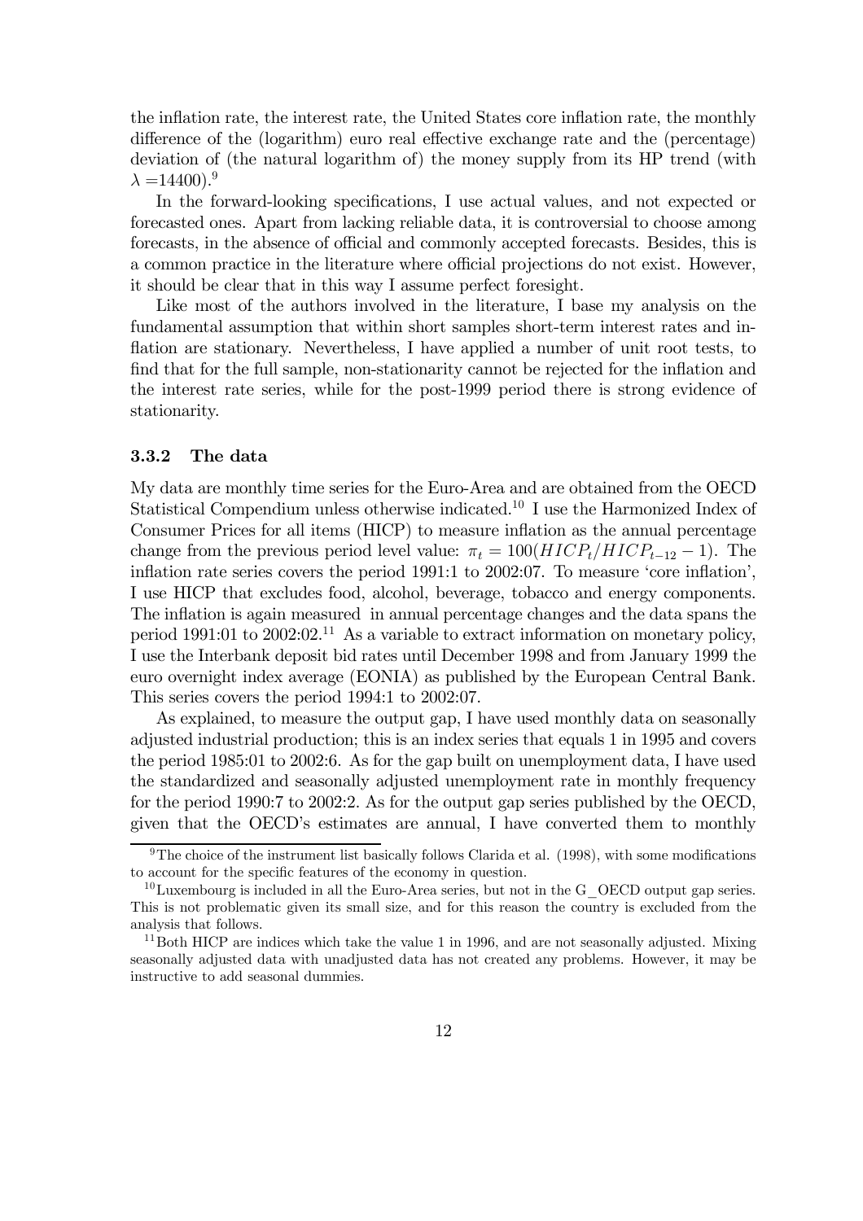the inflation rate, the interest rate, the United States core inflation rate, the monthly difference of the (logarithm) euro real effective exchange rate and the (percentage) deviation of (the natural logarithm of) the money supply from its HP trend (with $\lambda = 14400$).[9]

In the forward-looking specifications, I use actual values, and not expected or forecasted ones. Apart from lacking reliable data, it is controversial to choose among forecasts, in the absence of official and commonly accepted forecasts. Besides, this is a common practice in the literature where official projections do not exist. However, it should be clear that in this way I assume perfect foresight.

Like most of the authors involved in the literature, I base my analysis on the fundamental assumption that within short samples short-term interest rates and inflation are stationary. Nevertheless, I have applied a number of unit root tests, to find that for the full sample, non-stationarity cannot be rejected for the inflation and the interest rate series, while for the post-1999 period there is strong evidence of stationarity.

### 3.3.2 The data

My data are monthly time series for the Euro-Area and are obtained from the OECD Statistical Compendium unless otherwise indicated.[10] I use the Harmonized Index of Consumer Prices for all items (HICP) to measure inflation as the annual percentage change from the previous period level value: $\pi_t = 100(HICP_t/HICP_{t-12} - 1)$. The inflation rate series covers the period 1991:1 to 2002:07. To measure 'core inflation', I use HICP that excludes food, alcohol, beverage, tobacco and energy components. The inflation is again measured in annual percentage changes and the data spans the period 1991:01 to 2002:02.[11] As a variable to extract information on monetary policy, I use the Interbank deposit bid rates until December 1998 and from January 1999 the euro overnight index average (EONIA) as published by the European Central Bank. This series covers the period 1994:1 to 2002:07.

As explained, to measure the output gap, I have used monthly data on seasonally adjusted industrial production; this is an index series that equals 1 in 1995 and covers the period 1985:01 to 2002:6. As for the gap built on unemployment data, I have used the standardized and seasonally adjusted unemployment rate in monthly frequency for the period 1990:7 to 2002:2. As for the output gap series published by the OECD, given that the OECD's estimates are annual, I have converted them to monthly

---

[9] The choice of the instrument list basically follows Clarida et al. (1998), with some modifications to account for the specific features of the economy in question.

[10] Luxembourg is included in all the Euro-Area series, but not in the G_OECD output gap series. This is not problematic given its small size, and for this reason the country is excluded from the analysis that follows.

[11] Both HICP are indices which take the value 1 in 1996, and are not seasonally adjusted. Mixing seasonally adjusted data with unadjusted data has not created any problems. However, it may be instructive to add seasonal dummies.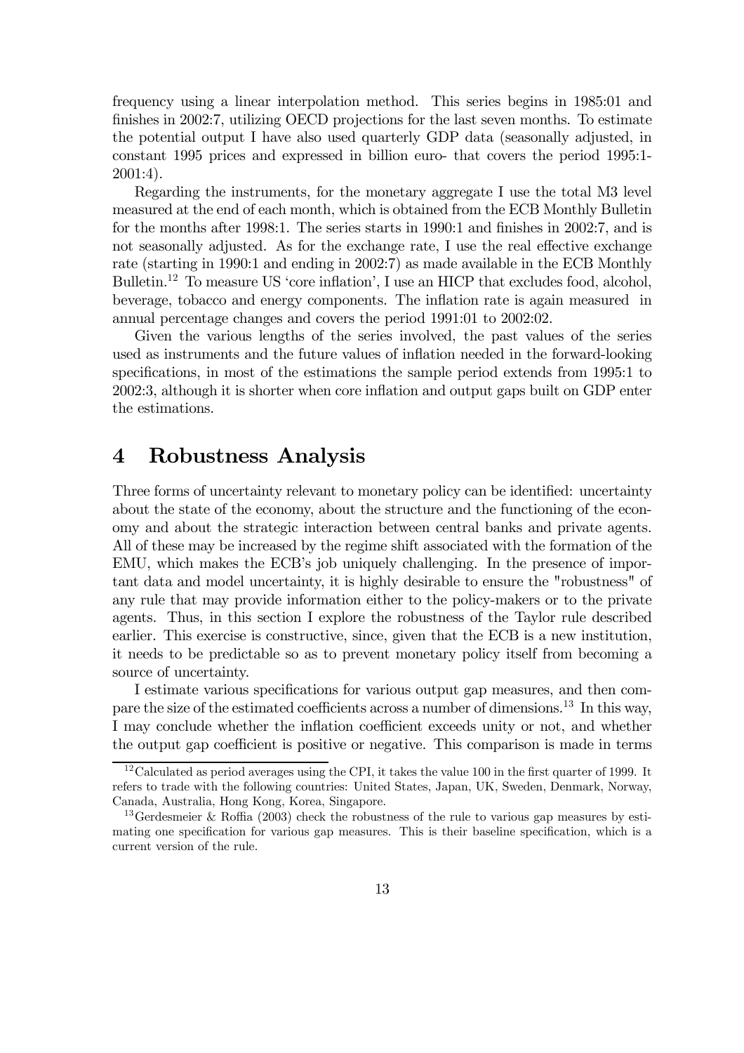frequency using a linear interpolation method. This series begins in 1985:01 and finishes in 2002:7, utilizing OECD projections for the last seven months. To estimate the potential output I have also used quarterly GDP data (seasonally adjusted, in constant 1995 prices and expressed in billion euro- that covers the period 1995:1-2001:4).

Regarding the instruments, for the monetary aggregate I use the total M3 level measured at the end of each month, which is obtained from the ECB Monthly Bulletin for the months after 1998:1. The series starts in 1990:1 and finishes in 2002:7, and is not seasonally adjusted. As for the exchange rate, I use the real effective exchange rate (starting in 1990:1 and ending in 2002:7) as made available in the ECB Monthly Bulletin.[12] To measure US 'core inflation', I use an HICP that excludes food, alcohol, beverage, tobacco and energy components. The inflation rate is again measured in annual percentage changes and covers the period 1991:01 to 2002:02.

Given the various lengths of the series involved, the past values of the series used as instruments and the future values of inflation needed in the forward-looking specifications, in most of the estimations the sample period extends from 1995:1 to 2002:3, although it is shorter when core inflation and output gaps built on GDP enter the estimations.

# 4 Robustness Analysis

Three forms of uncertainty relevant to monetary policy can be identified: uncertainty about the state of the economy, about the structure and the functioning of the economy and about the strategic interaction between central banks and private agents. All of these may be increased by the regime shift associated with the formation of the EMU, which makes the ECB's job uniquely challenging. In the presence of important data and model uncertainty, it is highly desirable to ensure the "robustness" of any rule that may provide information either to the policy-makers or to the private agents. Thus, in this section I explore the robustness of the Taylor rule described earlier. This exercise is constructive, since, given that the ECB is a new institution, it needs to be predictable so as to prevent monetary policy itself from becoming a source of uncertainty.

I estimate various specifications for various output gap measures, and then compare the size of the estimated coefficients across a number of dimensions.[13] In this way, I may conclude whether the inflation coefficient exceeds unity or not, and whether the output gap coefficient is positive or negative. This comparison is made in terms

[12] Calculated as period averages using the CPI, it takes the value 100 in the first quarter of 1999. It refers to trade with the following countries: United States, Japan, UK, Sweden, Denmark, Norway, Canada, Australia, Hong Kong, Korea, Singapore.

[13] Gerdesmeier & Roffia (2003) check the robustness of the rule to various gap measures by estimating one specification for various gap measures. This is their baseline specification, which is a current version of the rule.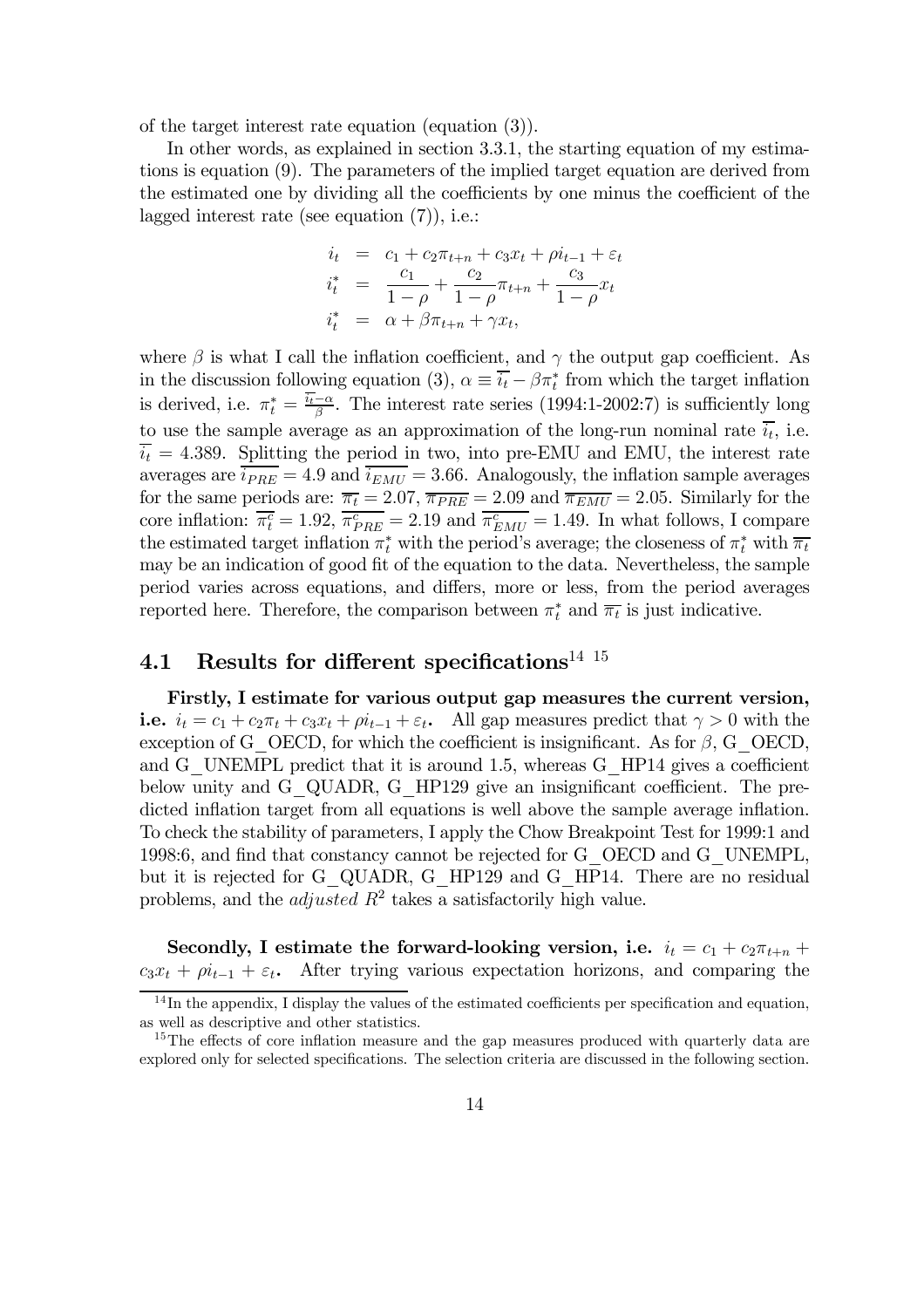of the target interest rate equation (equation (3)).

In other words, as explained in section 3.3.1, the starting equation of my estimations is equation (9). The parameters of the implied target equation are derived from the estimated one by dividing all the coefficients by one minus the coefficient of the lagged interest rate (see equation (7)), i.e.:

$$
\begin{aligned}
i_t &= c_1 + c_2\pi_{t+n} + c_3 x_t + \rho i_{t-1} + \varepsilon_t \\
i_t^* &= \frac{c_1}{1-\rho} + \frac{c_2}{1-\rho}\pi_{t+n} + \frac{c_3}{1-\rho}x_t \\
i_t^* &= \alpha + \beta\pi_{t+n} + \gamma x_t,
\end{aligned}
$$

where $\beta$ is what I call the inflation coefficient, and $\gamma$ the output gap coefficient. As in the discussion following equation (3), $\alpha \equiv \overline{i_t} - \beta\pi_t^*$ from which the target inflation is derived, i.e. $\pi_t^* = \frac{\overline{i_t}-\alpha}{\beta}$. The interest rate series (1994:1-2002:7) is sufficiently long to use the sample average as an approximation of the long-run nominal rate $\overline{i_t}$, i.e. $\overline{i_t} = 4.389$. Splitting the period in two, into pre-EMU and EMU, the interest rate averages are $\overline{i_{PRE}} = 4.9$ and $\overline{i_{EMU}} = 3.66$. Analogously, the inflation sample averages for the same periods are: $\overline{\pi_t} = 2.07$, $\overline{\pi_{PRE}} = 2.09$ and $\overline{\pi_{EMU}} = 2.05$. Similarly for the core inflation: $\overline{\pi_t^c} = 1.92$, $\overline{\pi_{PRE}^c} = 2.19$ and $\overline{\pi_{EMU}^c} = 1.49$. In what follows, I compare the estimated target inflation $\pi_t^*$ with the period's average; the closeness of $\pi_t^*$ with $\overline{\pi_t}$ may be an indication of good fit of the equation to the data. Nevertheless, the sample period varies across equations, and differs, more or less, from the period averages reported here. Therefore, the comparison between $\pi_t^*$ and $\overline{\pi_t}$ is just indicative.

## 4.1 Results for different specifications[14] [15]

**Firstly, I estimate for various output gap measures the current version, i.e.** $i_t = c_1 + c_2\pi_t + c_3 x_t + \rho i_{t-1} + \varepsilon_t$**.** All gap measures predict that $\gamma > 0$ with the exception of G_OECD, for which the coefficient is insignificant. As for $\beta$, G_OECD, and G_UNEMPL predict that it is around 1.5, whereas G_HP14 gives a coefficient below unity and G_QUADR, G_HP129 give an insignificant coefficient. The predicted inflation target from all equations is well above the sample average inflation. To check the stability of parameters, I apply the Chow Breakpoint Test for 1999:1 and 1998:6, and find that constancy cannot be rejected for G_OECD and G_UNEMPL, but it is rejected for G_QUADR, G_HP129 and G_HP14. There are no residual problems, and the *adjusted* $R^2$ takes a satisfactorily high value.

**Secondly, I estimate the forward-looking version, i.e.** $i_t = c_1 + c_2\pi_{t+n} + c_3 x_t + \rho i_{t-1} + \varepsilon_t$**.** After trying various expectation horizons, and comparing the

[14] In the appendix, I display the values of the estimated coefficients per specification and equation, as well as descriptive and other statistics.

[15] The effects of core inflation measure and the gap measures produced with quarterly data are explored only for selected specifications. The selection criteria are discussed in the following section.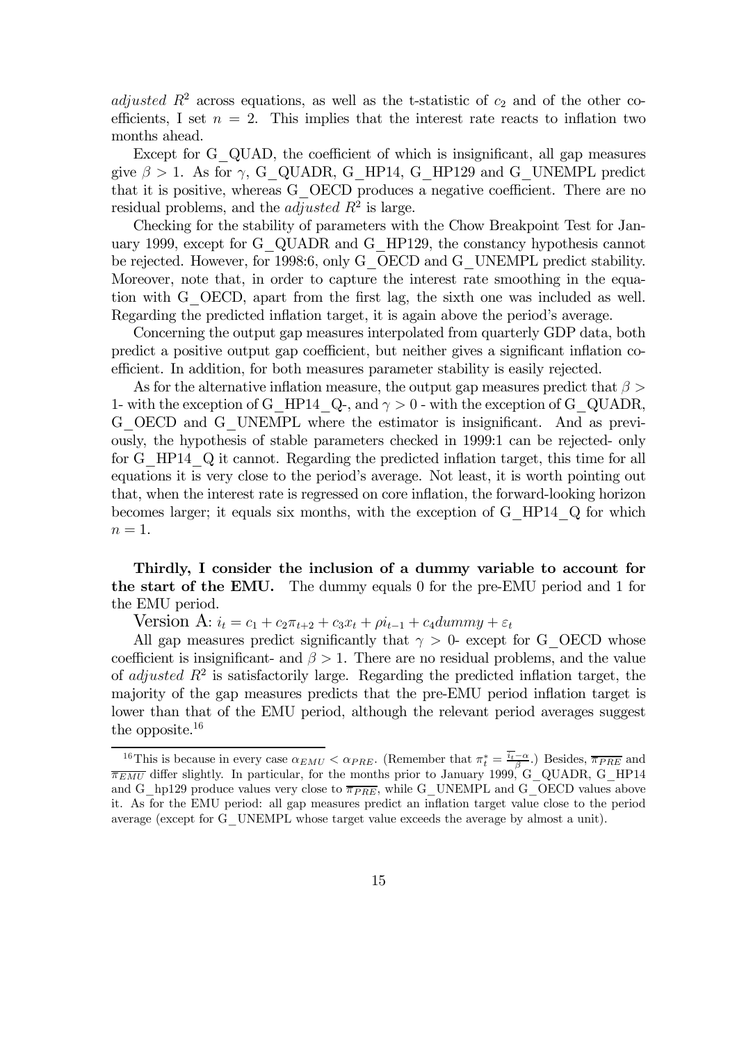*adjusted* $R^2$ across equations, as well as the t-statistic of $c_2$ and of the other coefficients, I set $n = 2$. This implies that the interest rate reacts to inflation two months ahead.

Except for G_QUAD, the coefficient of which is insignificant, all gap measures give $\beta > 1$. As for $\gamma$, G_QUADR, G_HP14, G_HP129 and G_UNEMPL predict that it is positive, whereas G_OECD produces a negative coefficient. There are no residual problems, and the *adjusted* $R^2$ is large.

Checking for the stability of parameters with the Chow Breakpoint Test for January 1999, except for G_QUADR and G_HP129, the constancy hypothesis cannot be rejected. However, for 1998:6, only G_OECD and G_UNEMPL predict stability. Moreover, note that, in order to capture the interest rate smoothing in the equation with G_OECD, apart from the first lag, the sixth one was included as well. Regarding the predicted inflation target, it is again above the period's average.

Concerning the output gap measures interpolated from quarterly GDP data, both predict a positive output gap coefficient, but neither gives a significant inflation coefficient. In addition, for both measures parameter stability is easily rejected.

As for the alternative inflation measure, the output gap measures predict that $\beta >$ 1- with the exception of G_HP14_Q-, and $\gamma > 0$ - with the exception of G_QUADR, G_OECD and G_UNEMPL where the estimator is insignificant. And as previously, the hypothesis of stable parameters checked in 1999:1 can be rejected- only for G_HP14_Q it cannot. Regarding the predicted inflation target, this time for all equations it is very close to the period's average. Not least, it is worth pointing out that, when the interest rate is regressed on core inflation, the forward-looking horizon becomes larger; it equals six months, with the exception of G_HP14_Q for which $n = 1$.

**Thirdly, I consider the inclusion of a dummy variable to account for the start of the EMU.** The dummy equals 0 for the pre-EMU period and 1 for the EMU period.

Version A: $i_t = c_1 + c_2\pi_{t+2} + c_3 x_t + \rho i_{t-1} + c_4 dummy + \varepsilon_t$

All gap measures predict significantly that $\gamma > 0$- except for G_OECD whose coefficient is insignificant- and $\beta > 1$. There are no residual problems, and the value of *adjusted* $R^2$ is satisfactorily large. Regarding the predicted inflation target, the majority of the gap measures predicts that the pre-EMU period inflation target is lower than that of the EMU period, although the relevant period averages suggest the opposite.[16]

[16] This is because in every case $\alpha_{EMU} < \alpha_{PRE}$. (Remember that $\pi_t^* = \frac{\overline{i_t} - \alpha}{\beta}$.) Besides, $\overline{\pi_{PRE}}$ and $\overline{\pi_{EMU}}$ differ slightly. In particular, for the months prior to January 1999, G_QUADR, G_HP14 and G_hp129 produce values very close to $\overline{\pi_{PRE}}$, while G_UNEMPL and G_OECD values above it. As for the EMU period: all gap measures predict an inflation target value close to the period average (except for G_UNEMPL whose target value exceeds the average by almost a unit).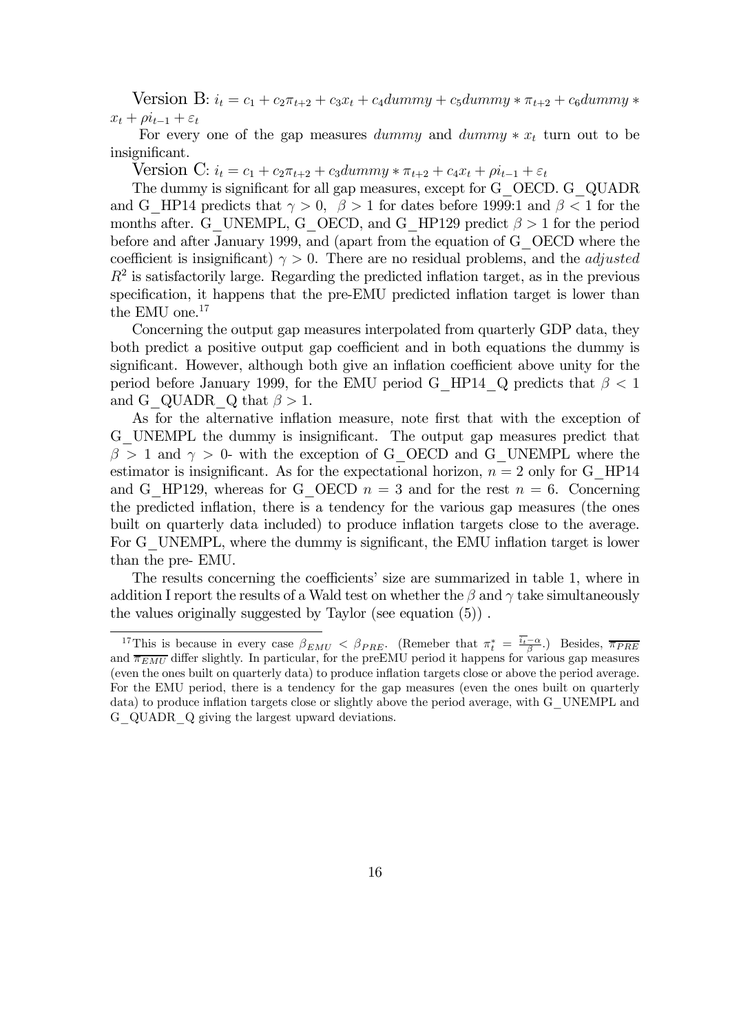Version B: $i_t = c_1 + c_2\pi_{t+2} + c_3 x_t + c_4 dummy + c_5 dummy * \pi_{t+2} + c_6 dummy * x_t + \rho i_{t-1} + \varepsilon_t$

For every one of the gap measures *dummy* and $dummy * x_t$ turn out to be insignificant.

Version C: $i_t = c_1 + c_2\pi_{t+2} + c_3 dummy * \pi_{t+2} + c_4 x_t + \rho i_{t-1} + \varepsilon_t$

The dummy is significant for all gap measures, except for G_OECD. G_QUADR and G_HP14 predicts that $\gamma > 0$, $\beta > 1$ for dates before 1999:1 and $\beta < 1$ for the months after. G_UNEMPL, G_OECD, and G_HP129 predict $\beta > 1$ for the period before and after January 1999, and (apart from the equation of G_OECD where the coefficient is insignificant) $\gamma > 0$. There are no residual problems, and the *adjusted* $R^2$ is satisfactorily large. Regarding the predicted inflation target, as in the previous specification, it happens that the pre-EMU predicted inflation target is lower than the EMU one.[17]

Concerning the output gap measures interpolated from quarterly GDP data, they both predict a positive output gap coefficient and in both equations the dummy is significant. However, although both give an inflation coefficient above unity for the period before January 1999, for the EMU period G_HP14_Q predicts that $\beta < 1$ and G_QUADR_Q that $\beta > 1$.

As for the alternative inflation measure, note first that with the exception of G_UNEMPL the dummy is insignificant. The output gap measures predict that $\beta > 1$ and $\gamma > 0$- with the exception of G_OECD and G_UNEMPL where the estimator is insignificant. As for the expectational horizon, $n = 2$ only for G_HP14 and G_HP129, whereas for G_OECD $n = 3$ and for the rest $n = 6$. Concerning the predicted inflation, there is a tendency for the various gap measures (the ones built on quarterly data included) to produce inflation targets close to the average. For G_UNEMPL, where the dummy is significant, the EMU inflation target is lower than the pre- EMU.

The results concerning the coefficients' size are summarized in table 1, where in addition I report the results of a Wald test on whether the $\beta$ and $\gamma$ take simultaneously the values originally suggested by Taylor (see equation (5)) .

---

[17] This is because in every case $\beta_{EMU} < \beta_{PRE}$. (Remeber that $\pi_t^* = \frac{\overline{i_t} - \alpha}{\beta}$.) Besides, $\overline{\pi_{PRE}}$ and $\overline{\pi_{EMU}}$ differ slightly. In particular, for the preEMU period it happens for various gap measures (even the ones built on quarterly data) to produce inflation targets close or above the period average. For the EMU period, there is a tendency for the gap measures (even the ones built on quarterly data) to produce inflation targets close or slightly above the period average, with G_UNEMPL and G_QUADR_Q giving the largest upward deviations.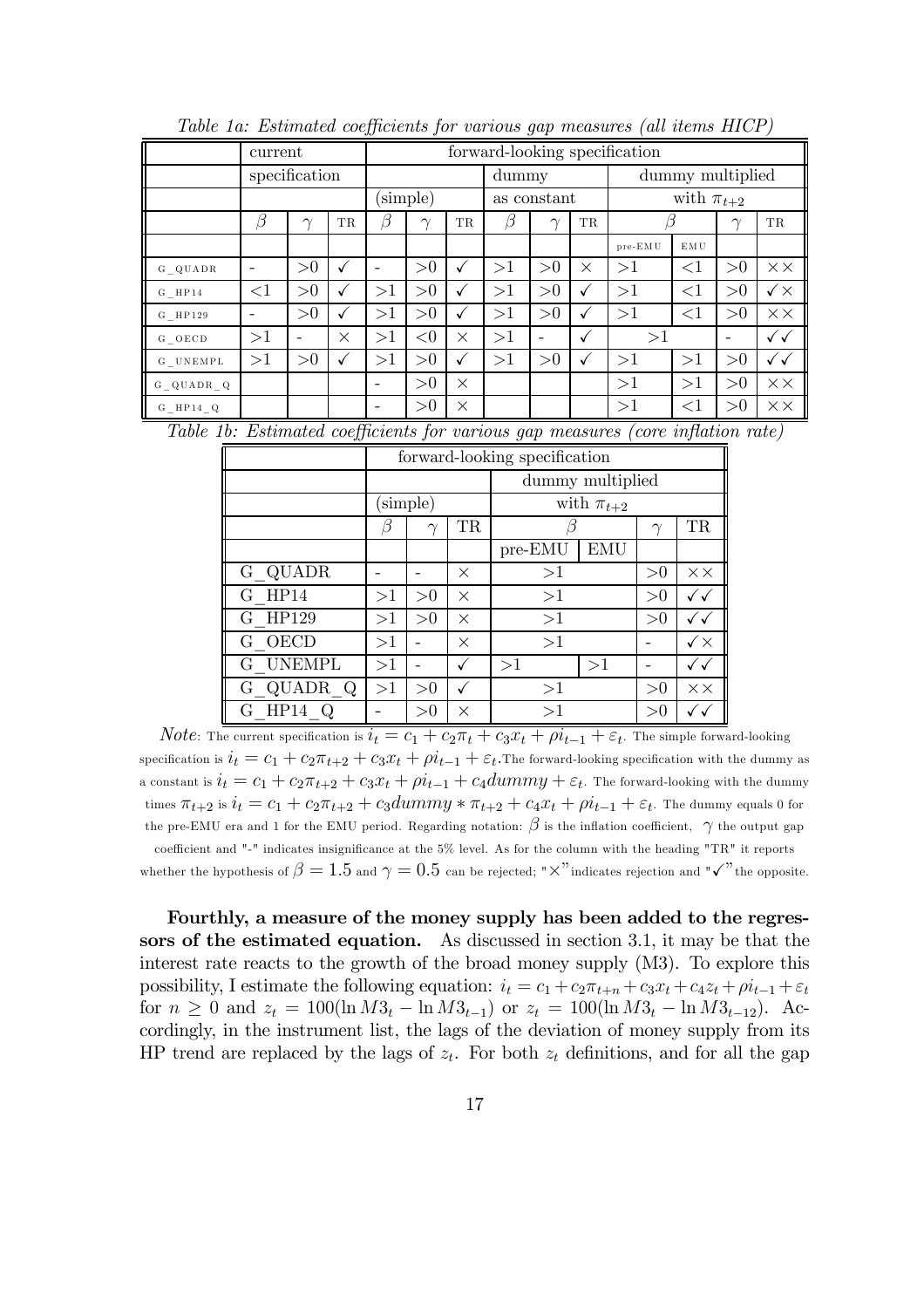*Table 1a: Estimated coefficients for various gap measures (all items HICP)*

| | current specification | | | forward-looking specification | | | | | | | | | |
|---|---|---|---|---|---|---|---|---|---|---|---|---|---|
| | | | | (simple) | | | dummy as constant | | | dummy multiplied with $\pi_{t+2}$ | | | |
| | $\beta$ | $\gamma$ | TR | $\beta$ | $\gamma$ | TR | $\beta$ | $\gamma$ | TR | $\beta$ | | $\gamma$ | TR |
| | | | | | | | | | | pre-EMU | EMU | | |
| G_QUADR | - | >0 | ✓ | - | >0 | ✓ | >1 | >0 | × | >1 | <1 | >0 | ×× |
| G_HP14 | <1 | >0 | ✓ | >1 | >0 | ✓ | >1 | >0 | ✓ | >1 | <1 | >0 | ✓× |
| G_HP129 | - | >0 | ✓ | >1 | >0 | ✓ | >1 | >0 | ✓ | >1 | <1 | >0 | ×× |
| G_OECD | >1 | - | × | >1 | <0 | × | >1 | - | ✓ | >1 | | - | ✓✓ |
| G_UNEMPL | >1 | >0 | ✓ | >1 | >0 | ✓ | >1 | >0 | ✓ | >1 | >1 | >0 | ✓✓ |
| G_QUADR_Q | | | | - | >0 | × | | | | >1 | >1 | >0 | ×× |
| G_HP14_Q | | | | - | >0 | × | | | | >1 | <1 | >0 | ×× |

*Table 1b: Estimated coefficients for various gap measures (core inflation rate)*

| | forward-looking specification | | | | | | |
|---|---|---|---|---|---|---|---|
| | (simple) | | | dummy multiplied with $\pi_{t+2}$ | | | |
| | $\beta$ | $\gamma$ | TR | $\beta$ | | $\gamma$ | TR |
| | | | | pre-EMU | EMU | | |
| G_QUADR | - | - | × | >1 | | >0 | ×× |
| G_HP14 | >1 | >0 | × | >1 | | >0 | ✓✓ |
| G_HP129 | >1 | >0 | × | >1 | | >0 | ✓✓ |
| G_OECD | >1 | - | × | >1 | | - | ✓× |
| G_UNEMPL | >1 | - | ✓ | >1 | >1 | - | ✓✓ |
| G_QUADR_Q | >1 | >0 | ✓ | >1 | | >0 | ×× |
| G_HP14_Q | - | >0 | × | >1 | | >0 | ✓✓ |

*Note*: The current specification is $i_t = c_1 + c_2\pi_t + c_3x_t + \rho i_{t-1} + \varepsilon_t$. The simple forward-looking specification is $i_t = c_1 + c_2\pi_{t+2} + c_3x_t + \rho i_{t-1} + \varepsilon_t$. The forward-looking specification with the dummy as a constant is $i_t = c_1 + c_2\pi_{t+2} + c_3x_t + \rho i_{t-1} + c_4 dummy + \varepsilon_t$. The forward-looking with the dummy times $\pi_{t+2}$ is $i_t = c_1 + c_2\pi_{t+2} + c_3 dummy * \pi_{t+2} + c_4x_t + \rho i_{t-1} + \varepsilon_t$. The dummy equals 0 for the pre-EMU era and 1 for the EMU period. Regarding notation: $\beta$ is the inflation coefficient, $\gamma$ the output gap coefficient and "-" indicates insignificance at the 5% level. As for the column with the heading "TR" it reports whether the hypothesis of $\beta = 1.5$ and $\gamma = 0.5$ can be rejected; "×" indicates rejection and "✓" the opposite.

**Fourthly, a measure of the money supply has been added to the regressors of the estimated equation.** As discussed in section 3.1, it may be that the interest rate reacts to the growth of the broad money supply (M3). To explore this possibility, I estimate the following equation: $i_t = c_1 + c_2\pi_{t+n} + c_3x_t + c_4z_t + \rho i_{t-1} + \varepsilon_t$ for $n \geq 0$ and $z_t = 100(\ln M3_t - \ln M3_{t-1})$ or $z_t = 100(\ln M3_t - \ln M3_{t-12})$. Accordingly, in the instrument list, the lags of the deviation of money supply from its HP trend are replaced by the lags of $z_t$. For both $z_t$ definitions, and for all the gap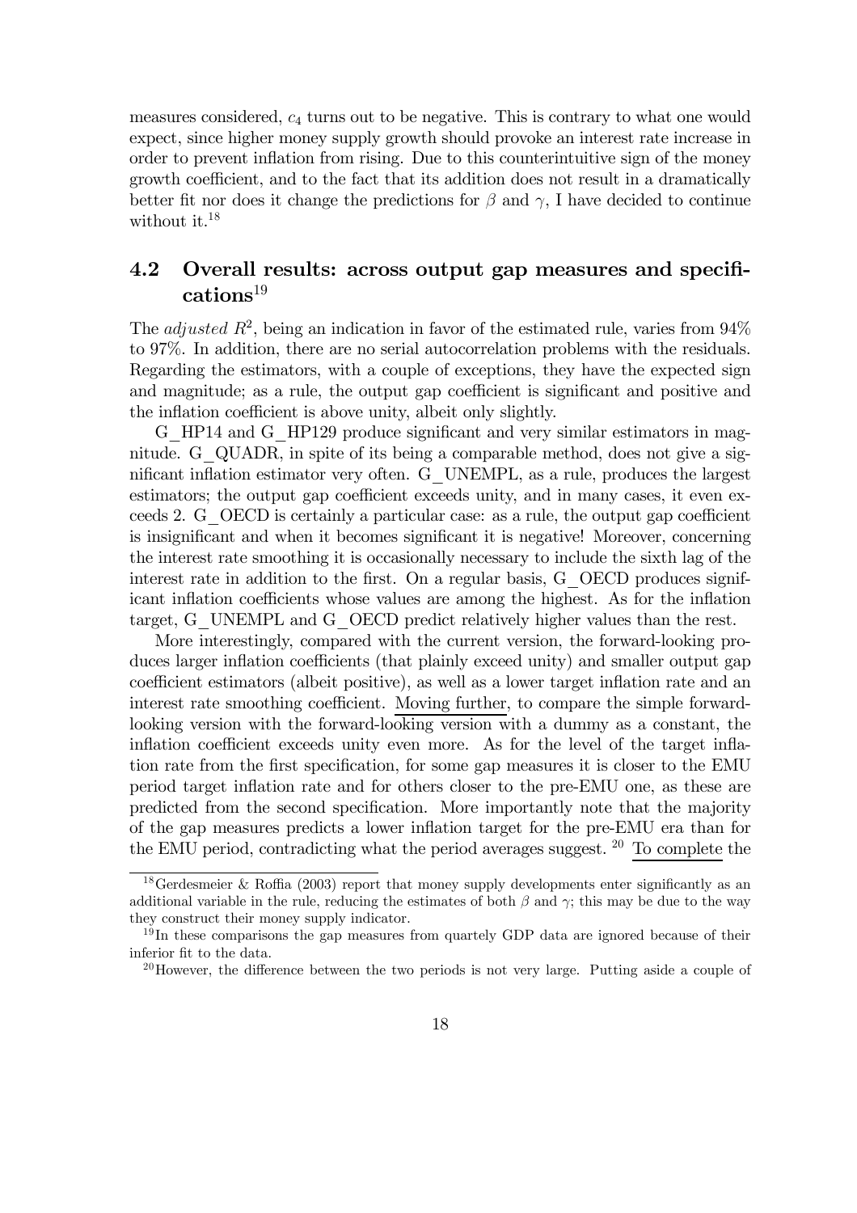measures considered, $c_4$ turns out to be negative. This is contrary to what one would expect, since higher money supply growth should provoke an interest rate increase in order to prevent inflation from rising. Due to this counterintuitive sign of the money growth coefficient, and to the fact that its addition does not result in a dramatically better fit nor does it change the predictions for $\beta$ and $\gamma$, I have decided to continue without it.[18]

## 4.2 Overall results: across output gap measures and specifications[19]

The *adjusted* $R^2$, being an indication in favor of the estimated rule, varies from 94% to 97%. In addition, there are no serial autocorrelation problems with the residuals. Regarding the estimators, with a couple of exceptions, they have the expected sign and magnitude; as a rule, the output gap coefficient is significant and positive and the inflation coefficient is above unity, albeit only slightly.

G_HP14 and G_HP129 produce significant and very similar estimators in magnitude. G_QUADR, in spite of its being a comparable method, does not give a significant inflation estimator very often. G_UNEMPL, as a rule, produces the largest estimators; the output gap coefficient exceeds unity, and in many cases, it even exceeds 2. G_OECD is certainly a particular case: as a rule, the output gap coefficient is insignificant and when it becomes significant it is negative! Moreover, concerning the interest rate smoothing it is occasionally necessary to include the sixth lag of the interest rate in addition to the first. On a regular basis, G_OECD produces significant inflation coefficients whose values are among the highest. As for the inflation target, G_UNEMPL and G_OECD predict relatively higher values than the rest.

More interestingly, compared with the current version, the forward-looking produces larger inflation coefficients (that plainly exceed unity) and smaller output gap coefficient estimators (albeit positive), as well as a lower target inflation rate and an interest rate smoothing coefficient. Moving further, to compare the simple forward-looking version with the forward-looking version with a dummy as a constant, the inflation coefficient exceeds unity even more. As for the level of the target inflation rate from the first specification, for some gap measures it is closer to the EMU period target inflation rate and for others closer to the pre-EMU one, as these are predicted from the second specification. More importantly note that the majority of the gap measures predicts a lower inflation target for the pre-EMU era than for the EMU period, contradicting what the period averages suggest. [20] To complete the

[18] Gerdesmeier & Roffia (2003) report that money supply developments enter significantly as an additional variable in the rule, reducing the estimates of both $\beta$ and $\gamma$; this may be due to the way they construct their money supply indicator.

[19] In these comparisons the gap measures from quartely GDP data are ignored because of their inferior fit to the data.

[20] However, the difference between the two periods is not very large. Putting aside a couple of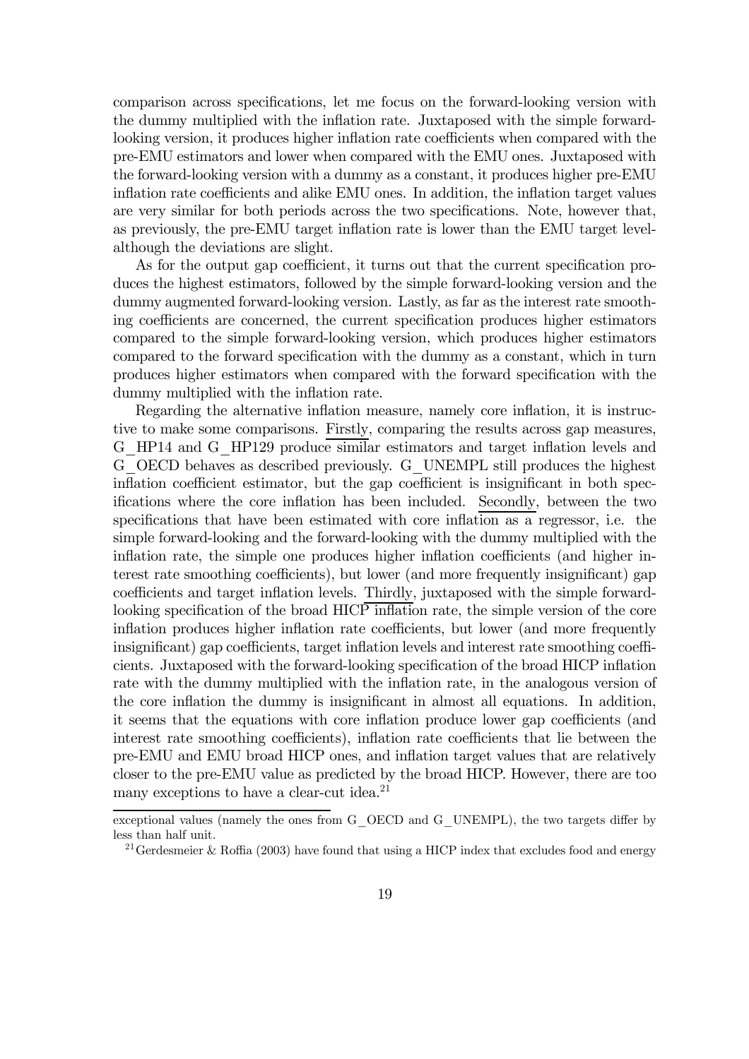comparison across specifications, let me focus on the forward-looking version with the dummy multiplied with the inflation rate. Juxtaposed with the simple forward-looking version, it produces higher inflation rate coefficients when compared with the pre-EMU estimators and lower when compared with the EMU ones. Juxtaposed with the forward-looking version with a dummy as a constant, it produces higher pre-EMU inflation rate coefficients and alike EMU ones. In addition, the inflation target values are very similar for both periods across the two specifications. Note, however that, as previously, the pre-EMU target inflation rate is lower than the EMU target level-although the deviations are slight.

As for the output gap coefficient, it turns out that the current specification produces the highest estimators, followed by the simple forward-looking version and the dummy augmented forward-looking version. Lastly, as far as the interest rate smoothing coefficients are concerned, the current specification produces higher estimators compared to the simple forward-looking version, which produces higher estimators compared to the forward specification with the dummy as a constant, which in turn produces higher estimators when compared with the forward specification with the dummy multiplied with the inflation rate.

Regarding the alternative inflation measure, namely core inflation, it is instructive to make some comparisons. Firstly, comparing the results across gap measures, G_HP14 and G_HP129 produce similar estimators and target inflation levels and G_OECD behaves as described previously. G_UNEMPL still produces the highest inflation coefficient estimator, but the gap coefficient is insignificant in both specifications where the core inflation has been included. Secondly, between the two specifications that have been estimated with core inflation as a regressor, i.e. the simple forward-looking and the forward-looking with the dummy multiplied with the inflation rate, the simple one produces higher inflation coefficients (and higher interest rate smoothing coefficients), but lower (and more frequently insignificant) gap coefficients and target inflation levels. Thirdly, juxtaposed with the simple forward-looking specification of the broad HICP inflation rate, the simple version of the core inflation produces higher inflation rate coefficients, but lower (and more frequently insignificant) gap coefficients, target inflation levels and interest rate smoothing coefficients. Juxtaposed with the forward-looking specification of the broad HICP inflation rate with the dummy multiplied with the inflation rate, in the analogous version of the core inflation the dummy is insignificant in almost all equations. In addition, it seems that the equations with core inflation produce lower gap coefficients (and interest rate smoothing coefficients), inflation rate coefficients that lie between the pre-EMU and EMU broad HICP ones, and inflation target values that are relatively closer to the pre-EMU value as predicted by the broad HICP. However, there are too many exceptions to have a clear-cut idea.[21]

---

exceptional values (namely the ones from G_OECD and G_UNEMPL), the two targets differ by less than half unit.

[21] Gerdesmeier & Roffia (2003) have found that using a HICP index that excludes food and energy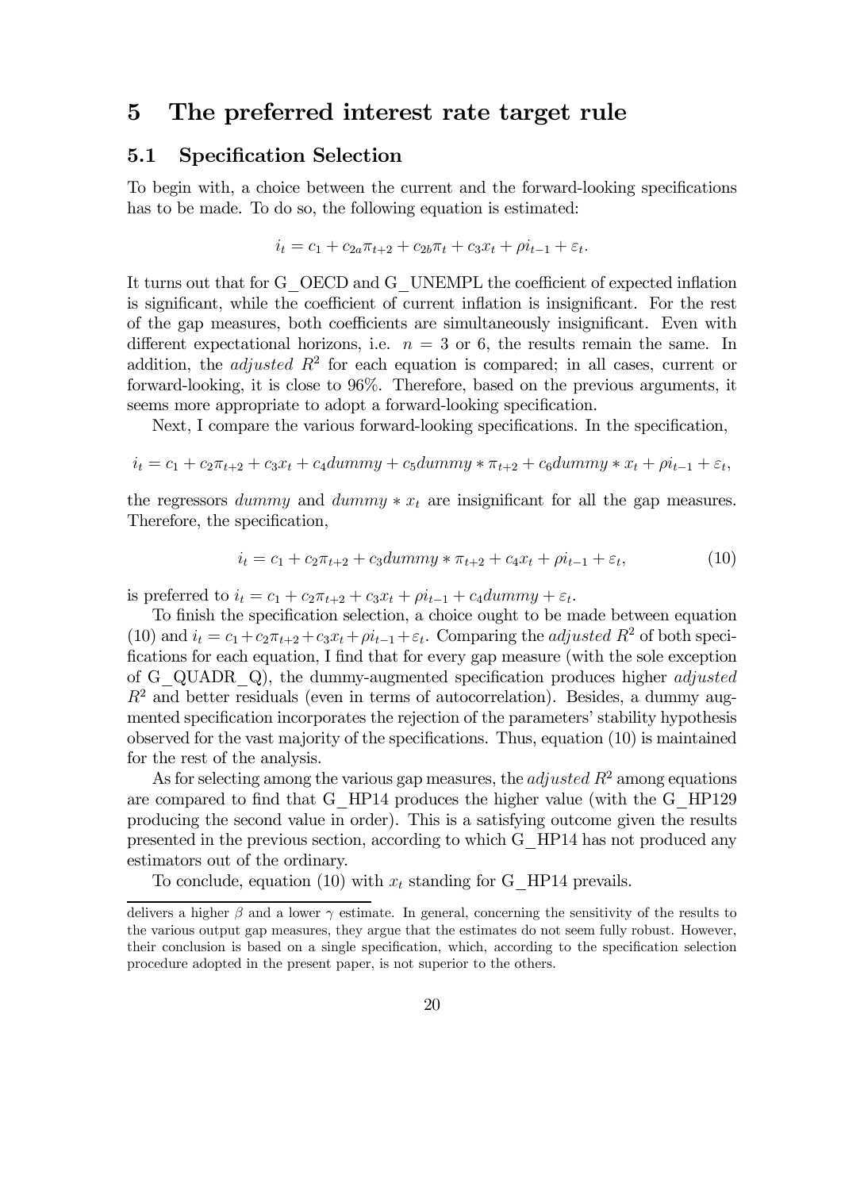# 5 The preferred interest rate target rule

## 5.1 Specification Selection

To begin with, a choice between the current and the forward-looking specifications has to be made. To do so, the following equation is estimated:

$$i_t = c_1 + c_{2a}\pi_{t+2} + c_{2b}\pi_t + c_3 x_t + \rho i_{t-1} + \varepsilon_t.$$

It turns out that for G_OECD and G_UNEMPL the coefficient of expected inflation is significant, while the coefficient of current inflation is insignificant. For the rest of the gap measures, both coefficients are simultaneously insignificant. Even with different expectational horizons, i.e. $n = 3$ or 6, the results remain the same. In addition, the *adjusted* $R^2$ for each equation is compared; in all cases, current or forward-looking, it is close to 96%. Therefore, based on the previous arguments, it seems more appropriate to adopt a forward-looking specification.

Next, I compare the various forward-looking specifications. In the specification,

$$i_t = c_1 + c_2\pi_{t+2} + c_3 x_t + c_4 dummy + c_5 dummy * \pi_{t+2} + c_6 dummy * x_t + \rho i_{t-1} + \varepsilon_t,$$

the regressors *dummy* and $dummy * x_t$ are insignificant for all the gap measures. Therefore, the specification,

$$i_t = c_1 + c_2\pi_{t+2} + c_3 dummy * \pi_{t+2} + c_4 x_t + \rho i_{t-1} + \varepsilon_t, \tag{10}$$

is preferred to $i_t = c_1 + c_2\pi_{t+2} + c_3 x_t + \rho i_{t-1} + c_4 dummy + \varepsilon_t$.

To finish the specification selection, a choice ought to be made between equation (10) and $i_t = c_1 + c_2\pi_{t+2} + c_3 x_t + \rho i_{t-1} + \varepsilon_t$. Comparing the *adjusted* $R^2$ of both specifications for each equation, I find that for every gap measure (with the sole exception of G_QUADR_Q), the dummy-augmented specification produces higher *adjusted* $R^2$ and better residuals (even in terms of autocorrelation). Besides, a dummy augmented specification incorporates the rejection of the parameters' stability hypothesis observed for the vast majority of the specifications. Thus, equation (10) is maintained for the rest of the analysis.

As for selecting among the various gap measures, the *adjusted* $R^2$ among equations are compared to find that G_HP14 produces the higher value (with the G_HP129 producing the second value in order). This is a satisfying outcome given the results presented in the previous section, according to which G_HP14 has not produced any estimators out of the ordinary.

To conclude, equation (10) with $x_t$ standing for G_HP14 prevails.

---

delivers a higher $\beta$ and a lower $\gamma$ estimate. In general, concerning the sensitivity of the results to the various output gap measures, they argue that the estimates do not seem fully robust. However, their conclusion is based on a single specification, which, according to the specification selection procedure adopted in the present paper, is not superior to the others.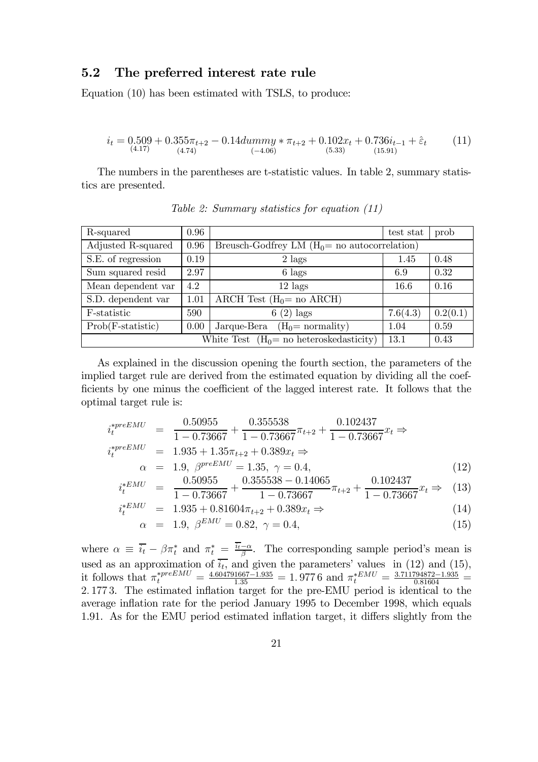## 5.2 The preferred interest rate rule

Equation (10) has been estimated with TSLS, to produce:

$$i_t = \underset{(4.17)}{0.509} + \underset{(4.74)}{0.355}\pi_{t+2} - \underset{(-4.06)}{0.14}dummy * \pi_{t+2} + \underset{(5.33)}{0.102}x_t + \underset{(15.91)}{0.736}i_{t-1} + \hat{\varepsilon}_t \tag{11}$$

The numbers in the parentheses are t-statistic values. In table 2, summary statistics are presented.

*Table 2: Summary statistics for equation (11)*

| R-squared | 0.96 | | test stat | prob |
|---|---|---|---|---|
| Adjusted R-squared | 0.96 | Breusch-Godfrey LM ($H_0$= no autocorrelation) | | |
| S.E. of regression | 0.19 | 2 lags | 1.45 | 0.48 |
| Sum squared resid | 2.97 | 6 lags | 6.9 | 0.32 |
| Mean dependent var | 4.2 | 12 lags | 16.6 | 0.16 |
| S.D. dependent var | 1.01 | ARCH Test ($H_0$= no ARCH) | | |
| F-statistic | 590 | 6 (2) lags | 7.6(4.3) | 0.2(0.1) |
| Prob(F-statistic) | 0.00 | Jarque-Bera ($H_0$= normality) | 1.04 | 0.59 |
| White Test ($H_0$= no heteroskedasticity) | | | 13.1 | 0.43 |

As explained in the discussion opening the fourth section, the parameters of the implied target rule are derived from the estimated equation by dividing all the coefficients by one minus the coefficient of the lagged interest rate. It follows that the optimal target rule is:

$$\begin{aligned}
i_t^{*preEMU} &= \frac{0.50955}{1-0.73667} + \frac{0.355538}{1-0.73667}\pi_{t+2} + \frac{0.102437}{1-0.73667}x_t \Rightarrow \\
i_t^{*preEMU} &= 1.935 + 1.35\pi_{t+2} + 0.389x_t \Rightarrow \\
\alpha &= 1.9,\ \beta^{preEMU} = 1.35,\ \gamma = 0.4, && (12) \\
i_t^{*EMU} &= \frac{0.50955}{1-0.73667} + \frac{0.355538 - 0.14065}{1-0.73667}\pi_{t+2} + \frac{0.102437}{1-0.73667}x_t \Rightarrow && (13) \\
i_t^{*EMU} &= 1.935 + 0.81604\pi_{t+2} + 0.389x_t \Rightarrow && (14) \\
\alpha &= 1.9,\ \beta^{EMU} = 0.82,\ \gamma = 0.4, && (15)
\end{aligned}$$

where $\alpha \equiv \overline{i_t} - \beta\pi_t^*$ and $\pi_t^* = \frac{\overline{i_t} - \alpha}{\beta}$. The corresponding sample period's mean is used as an approximation of $\overline{i_t}$, and given the parameters' values in (12) and (15), it follows that $\pi_t^{*preEMU} = \frac{4.604791667 - 1.935}{1.35} = 1.9776$ and $\pi_t^{*EMU} = \frac{3.711794872 - 1.935}{0.81604} = 2.1773$. The estimated inflation target for the pre-EMU period is identical to the average inflation rate for the period January 1995 to December 1998, which equals 1.91. As for the EMU period estimated inflation target, it differs slightly from the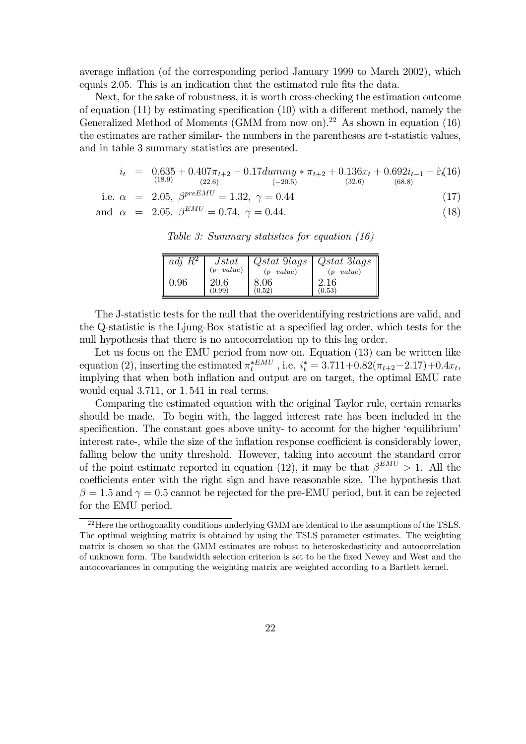average inflation (of the corresponding period January 1999 to March 2002), which equals 2.05. This is an indication that the estimated rule fits the data.

Next, for the sake of robustness, it is worth cross-checking the estimation outcome of equation (11) by estimating specification (10) with a different method, namely the Generalized Method of Moments (GMM from now on).[22] As shown in equation (16) the estimates are rather similar- the numbers in the parentheses are t-statistic values, and in table 3 summary statistics are presented.

$$i_t = \underset{(18.9)}{0.635} + \underset{(22.6)}{0.407}\pi_{t+2} - \underset{(-20.5)}{0.17} dummy * \pi_{t+2} + \underset{(32.6)}{0.136} x_t + \underset{(68.8)}{0.692} i_{t-1} + \hat{\varepsilon}_t \quad (16)$$

$$\text{i.e. } \alpha = 2.05,\ \beta^{preEMU} = 1.32,\ \gamma = 0.44 \quad (17)$$

$$\text{and } \alpha = 2.05,\ \beta^{EMU} = 0.74,\ \gamma = 0.44. \quad (18)$$

*Table 3: Summary statistics for equation (16)*

| adj $R^2$ | $Jstat$ ($p$-value) | $Qstat$ 9lags ($p$-value) | $Qstat$ 3lags ($p$-value) |
|---|---|---|---|
| 0.96 | 20.6 (0.99) | 8.06 (0.52) | 2.16 (0.53) |

The J-statistic tests for the null that the overidentifying restrictions are valid, and the Q-statistic is the Ljung-Box statistic at a specified lag order, which tests for the null hypothesis that there is no autocorrelation up to this lag order.

Let us focus on the EMU period from now on. Equation (13) can be written like equation (2), inserting the estimated $\pi_t^{*EMU}$, i.e. $i_t^* = 3.711 + 0.82(\pi_{t+2} - 2.17) + 0.4x_t$, implying that when both inflation and output are on target, the optimal EMU rate would equal 3.711, or 1.541 in real terms.

Comparing the estimated equation with the original Taylor rule, certain remarks should be made. To begin with, the lagged interest rate has been included in the specification. The constant goes above unity- to account for the higher 'equilibrium' interest rate-, while the size of the inflation response coefficient is considerably lower, falling below the unity threshold. However, taking into account the standard error of the point estimate reported in equation (12), it may be that $\beta^{EMU} > 1$. All the coefficients enter with the right sign and have reasonable size. The hypothesis that $\beta = 1.5$ and $\gamma = 0.5$ cannot be rejected for the pre-EMU period, but it can be rejected for the EMU period.

[22] Here the orthogonality conditions underlying GMM are identical to the assumptions of the TSLS. The optimal weighting matrix is obtained by using the TSLS parameter estimates. The weighting matrix is chosen so that the GMM estimates are robust to heteroskedasticity and autocorrelation of unknown form. The bandwidth selection criterion is set to be the fixed Newey and West and the autocovariances in computing the weighting matrix are weighted according to a Bartlett kernel.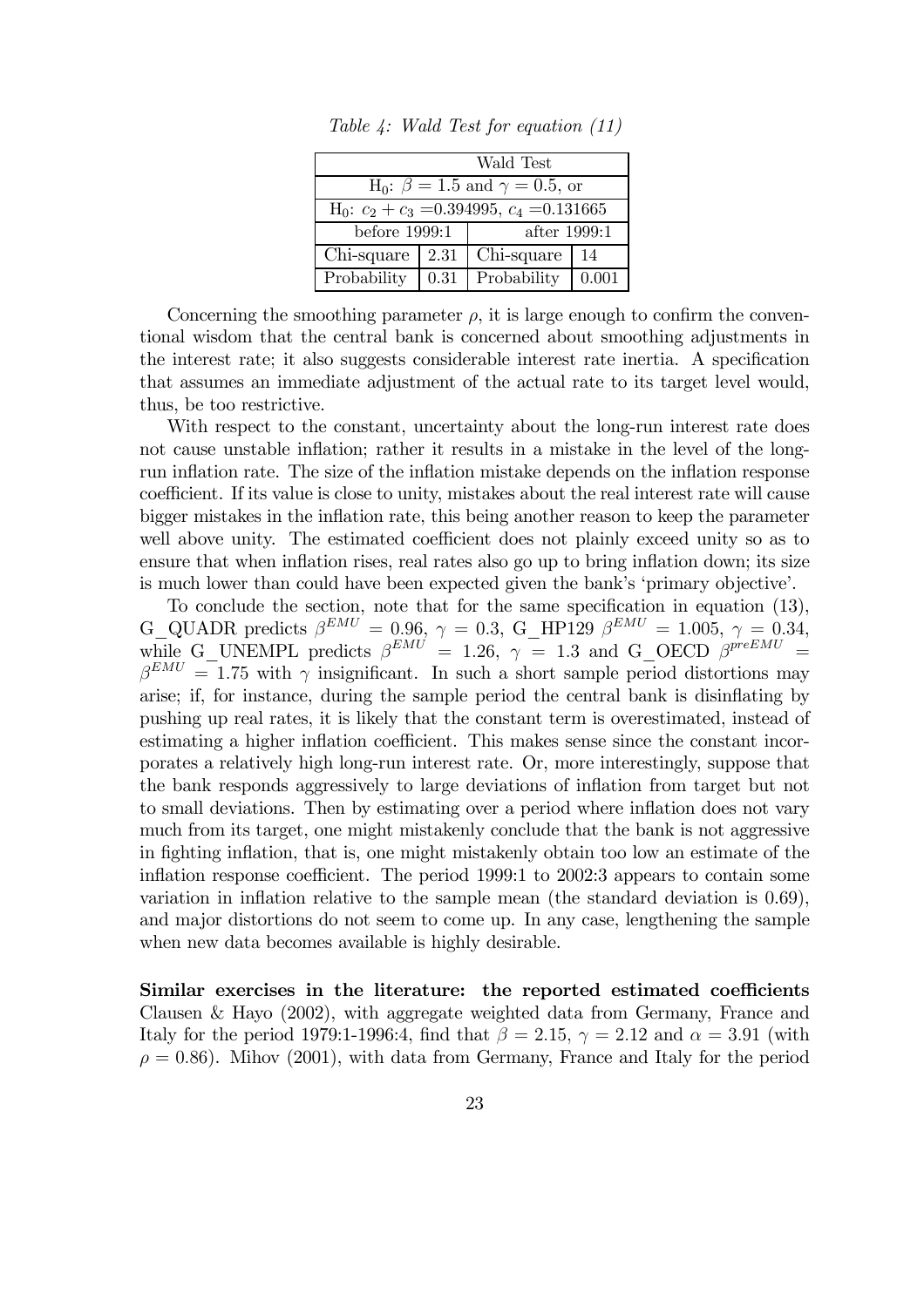*Table 4: Wald Test for equation (11)*

| Wald Test | | | |
|---|---|---|---|
| H$_0$: $\beta = 1.5$ and $\gamma = 0.5$, or | | | |
| H$_0$: $c_2 + c_3 = 0.394995$, $c_4 = 0.131665$ | | | |
| before 1999:1 | | after 1999:1 | |
| Chi-square | 2.31 | Chi-square | 14 |
| Probability | 0.31 | Probability | 0.001 |

Concerning the smoothing parameter $\rho$, it is large enough to confirm the conventional wisdom that the central bank is concerned about smoothing adjustments in the interest rate; it also suggests considerable interest rate inertia. A specification that assumes an immediate adjustment of the actual rate to its target level would, thus, be too restrictive.

With respect to the constant, uncertainty about the long-run interest rate does not cause unstable inflation; rather it results in a mistake in the level of the long-run inflation rate. The size of the inflation mistake depends on the inflation response coefficient. If its value is close to unity, mistakes about the real interest rate will cause bigger mistakes in the inflation rate, this being another reason to keep the parameter well above unity. The estimated coefficient does not plainly exceed unity so as to ensure that when inflation rises, real rates also go up to bring inflation down; its size is much lower than could have been expected given the bank's 'primary objective'.

To conclude the section, note that for the same specification in equation (13), G_QUADR predicts $\beta^{EMU} = 0.96$, $\gamma = 0.3$, G_HP129 $\beta^{EMU} = 1.005$, $\gamma = 0.34$, while G_UNEMPL predicts $\beta^{EMU} = 1.26$, $\gamma = 1.3$ and G_OECD $\beta^{preEMU} = \beta^{EMU} = 1.75$ with $\gamma$ insignificant. In such a short sample period distortions may arise; if, for instance, during the sample period the central bank is disinflating by pushing up real rates, it is likely that the constant term is overestimated, instead of estimating a higher inflation coefficient. This makes sense since the constant incorporates a relatively high long-run interest rate. Or, more interestingly, suppose that the bank responds aggressively to large deviations of inflation from target but not to small deviations. Then by estimating over a period where inflation does not vary much from its target, one might mistakenly conclude that the bank is not aggressive in fighting inflation, that is, one might mistakenly obtain too low an estimate of the inflation response coefficient. The period 1999:1 to 2002:3 appears to contain some variation in inflation relative to the sample mean (the standard deviation is 0.69), and major distortions do not seem to come up. In any case, lengthening the sample when new data becomes available is highly desirable.

**Similar exercises in the literature: the reported estimated coefficients** Clausen & Hayo (2002), with aggregate weighted data from Germany, France and Italy for the period 1979:1-1996:4, find that $\beta = 2.15$, $\gamma = 2.12$ and $\alpha = 3.91$ (with $\rho = 0.86$). Mihov (2001), with data from Germany, France and Italy for the period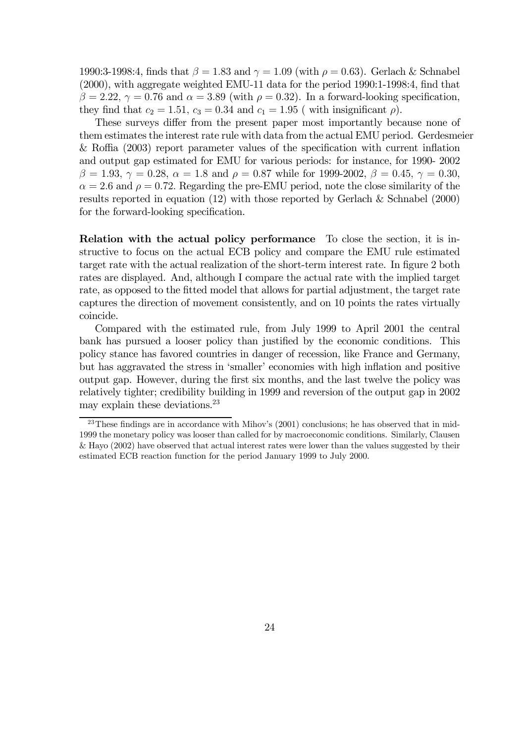1990:3-1998:4, finds that $\beta = 1.83$ and $\gamma = 1.09$ (with $\rho = 0.63$). Gerlach & Schnabel (2000), with aggregate weighted EMU-11 data for the period 1990:1-1998:4, find that $\beta = 2.22$, $\gamma = 0.76$ and $\alpha = 3.89$ (with $\rho = 0.32$). In a forward-looking specification, they find that $c_2 = 1.51$, $c_3 = 0.34$ and $c_1 = 1.95$ ( with insignificant $\rho$).

These surveys differ from the present paper most importantly because none of them estimates the interest rate rule with data from the actual EMU period. Gerdesmeier & Roffia (2003) report parameter values of the specification with current inflation and output gap estimated for EMU for various periods: for instance, for 1990- 2002 $\beta = 1.93$, $\gamma = 0.28$, $\alpha = 1.8$ and $\rho = 0.87$ while for 1999-2002, $\beta = 0.45$, $\gamma = 0.30$, $\alpha = 2.6$ and $\rho = 0.72$. Regarding the pre-EMU period, note the close similarity of the results reported in equation (12) with those reported by Gerlach & Schnabel (2000) for the forward-looking specification.

**Relation with the actual policy performance** To close the section, it is instructive to focus on the actual ECB policy and compare the EMU rule estimated target rate with the actual realization of the short-term interest rate. In figure 2 both rates are displayed. And, although I compare the actual rate with the implied target rate, as opposed to the fitted model that allows for partial adjustment, the target rate captures the direction of movement consistently, and on 10 points the rates virtually coincide.

Compared with the estimated rule, from July 1999 to April 2001 the central bank has pursued a looser policy than justified by the economic conditions. This policy stance has favored countries in danger of recession, like France and Germany, but has aggravated the stress in 'smaller' economies with high inflation and positive output gap. However, during the first six months, and the last twelve the policy was relatively tighter; credibility building in 1999 and reversion of the output gap in 2002 may explain these deviations.[23]

[23] These findings are in accordance with Mihov's (2001) conclusions; he has observed that in mid-1999 the monetary policy was looser than called for by macroeconomic conditions. Similarly, Clausen & Hayo (2002) have observed that actual interest rates were lower than the values suggested by their estimated ECB reaction function for the period January 1999 to July 2000.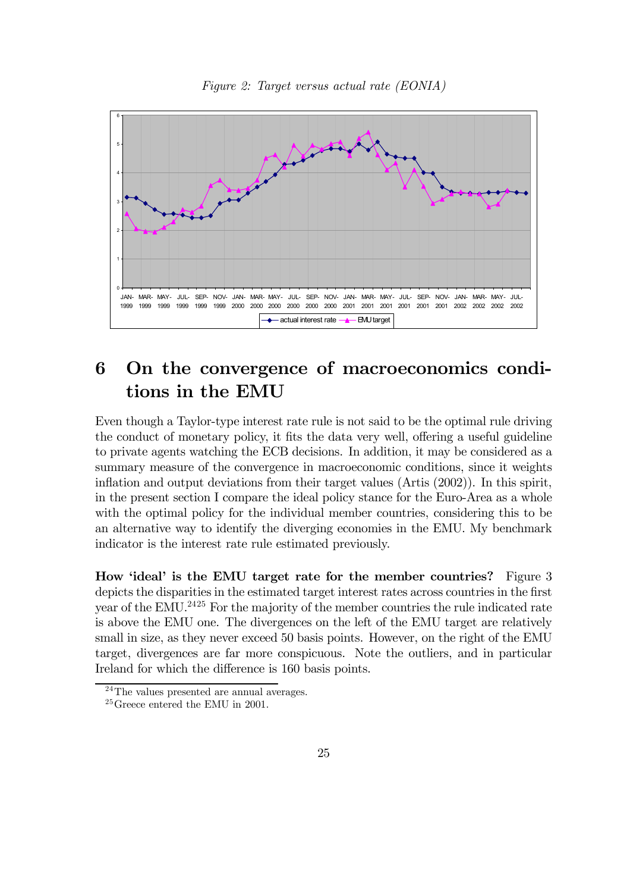*Figure 2: Target versus actual rate (EONIA)*

# 6 On the convergence of macroeconomics conditions in the EMU

Even though a Taylor-type interest rate rule is not said to be the optimal rule driving the conduct of monetary policy, it fits the data very well, offering a useful guideline to private agents watching the ECB decisions. In addition, it may be considered as a summary measure of the convergence in macroeconomic conditions, since it weights inflation and output deviations from their target values (Artis (2002)). In this spirit, in the present section I compare the ideal policy stance for the Euro-Area as a whole with the optimal policy for the individual member countries, considering this to be an alternative way to identify the diverging economies in the EMU. My benchmark indicator is the interest rate rule estimated previously.

**How 'ideal' is the EMU target rate for the member countries?** Figure 3 depicts the disparities in the estimated target interest rates across countries in the first year of the EMU.[24][25] For the majority of the member countries the rule indicated rate is above the EMU one. The divergences on the left of the EMU target are relatively small in size, as they never exceed 50 basis points. However, on the right of the EMU target, divergences are far more conspicuous. Note the outliers, and in particular Ireland for which the difference is 160 basis points.

[24] The values presented are annual averages.

[25] Greece entered the EMU in 2001.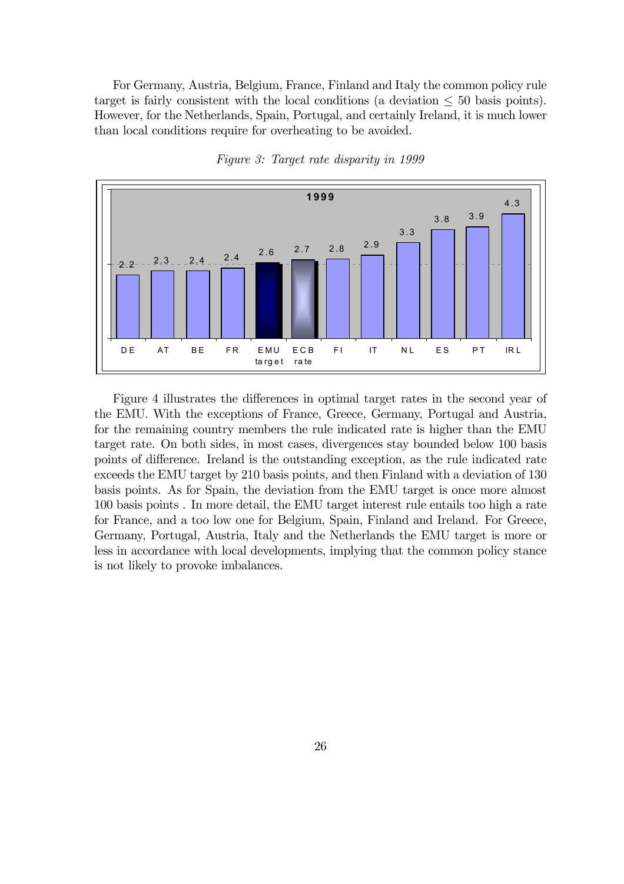For Germany, Austria, Belgium, France, Finland and Italy the common policy rule target is fairly consistent with the local conditions (a deviation $\leq$ 50 basis points). However, for the Netherlands, Spain, Portugal, and certainly Ireland, it is much lower than local conditions require for overheating to be avoided.

*Figure 3: Target rate disparity in 1999*

| | DE | AT | BE | FR | EMU target | ECB rate | FI | IT | NL | ES | PT | IRL |
|---|---|---|---|---|---|---|---|---|---|---|---|---|
| 1999 | 2.2 | 2.3 | 2.4 | 2.4 | 2.6 | 2.7 | 2.8 | 2.9 | 3.3 | 3.8 | 3.9 | 4.3 |

Figure 4 illustrates the differences in optimal target rates in the second year of the EMU. With the exceptions of France, Greece, Germany, Portugal and Austria, for the remaining country members the rule indicated rate is higher than the EMU target rate. On both sides, in most cases, divergences stay bounded below 100 basis points of difference. Ireland is the outstanding exception, as the rule indicated rate exceeds the EMU target by 210 basis points, and then Finland with a deviation of 130 basis points. As for Spain, the deviation from the EMU target is once more almost 100 basis points . In more detail, the EMU target interest rule entails too high a rate for France, and a too low one for Belgium, Spain, Finland and Ireland. For Greece, Germany, Portugal, Austria, Italy and the Netherlands the EMU target is more or less in accordance with local developments, implying that the common policy stance is not likely to provoke imbalances.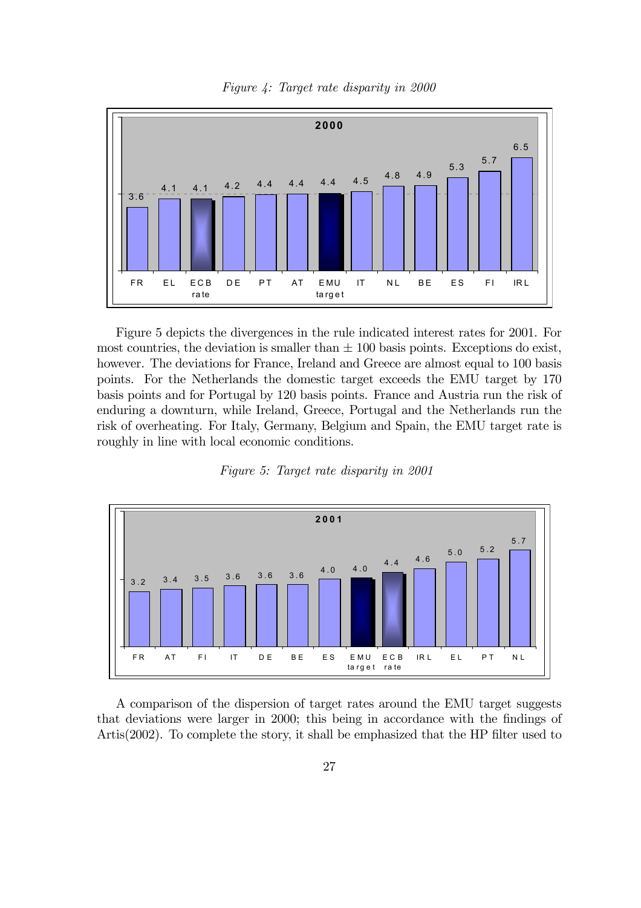*Figure 4: Target rate disparity in 2000*

| FR | EL | ECB rate | DE | PT | AT | EMU target | IT | NL | BE | ES | FI | IRL |
|---|---|---|---|---|---|---|---|---|---|---|---|---|
| 3.6 | 4.1 | 4.1 | 4.2 | 4.4 | 4.4 | 4.4 | 4.5 | 4.8 | 4.9 | 5.3 | 5.7 | 6.5 |

Figure 5 depicts the divergences in the rule indicated interest rates for 2001. For most countries, the deviation is smaller than ± 100 basis points. Exceptions do exist, however. The deviations for France, Ireland and Greece are almost equal to 100 basis points. For the Netherlands the domestic target exceeds the EMU target by 170 basis points and for Portugal by 120 basis points. France and Austria run the risk of enduring a downturn, while Ireland, Greece, Portugal and the Netherlands run the risk of overheating. For Italy, Germany, Belgium and Spain, the EMU target rate is roughly in line with local economic conditions.

*Figure 5: Target rate disparity in 2001*

| FR | AT | FI | IT | DE | BE | ES | EMU target | ECB rate | IRL | EL | PT | NL |
|---|---|---|---|---|---|---|---|---|---|---|---|---|
| 3.2 | 3.4 | 3.5 | 3.6 | 3.6 | 3.6 | 4.0 | 4.0 | 4.4 | 4.6 | 5.0 | 5.2 | 5.7 |

A comparison of the dispersion of target rates around the EMU target suggests that deviations were larger in 2000; this being in accordance with the findings of Artis(2002). To complete the story, it shall be emphasized that the HP filter used to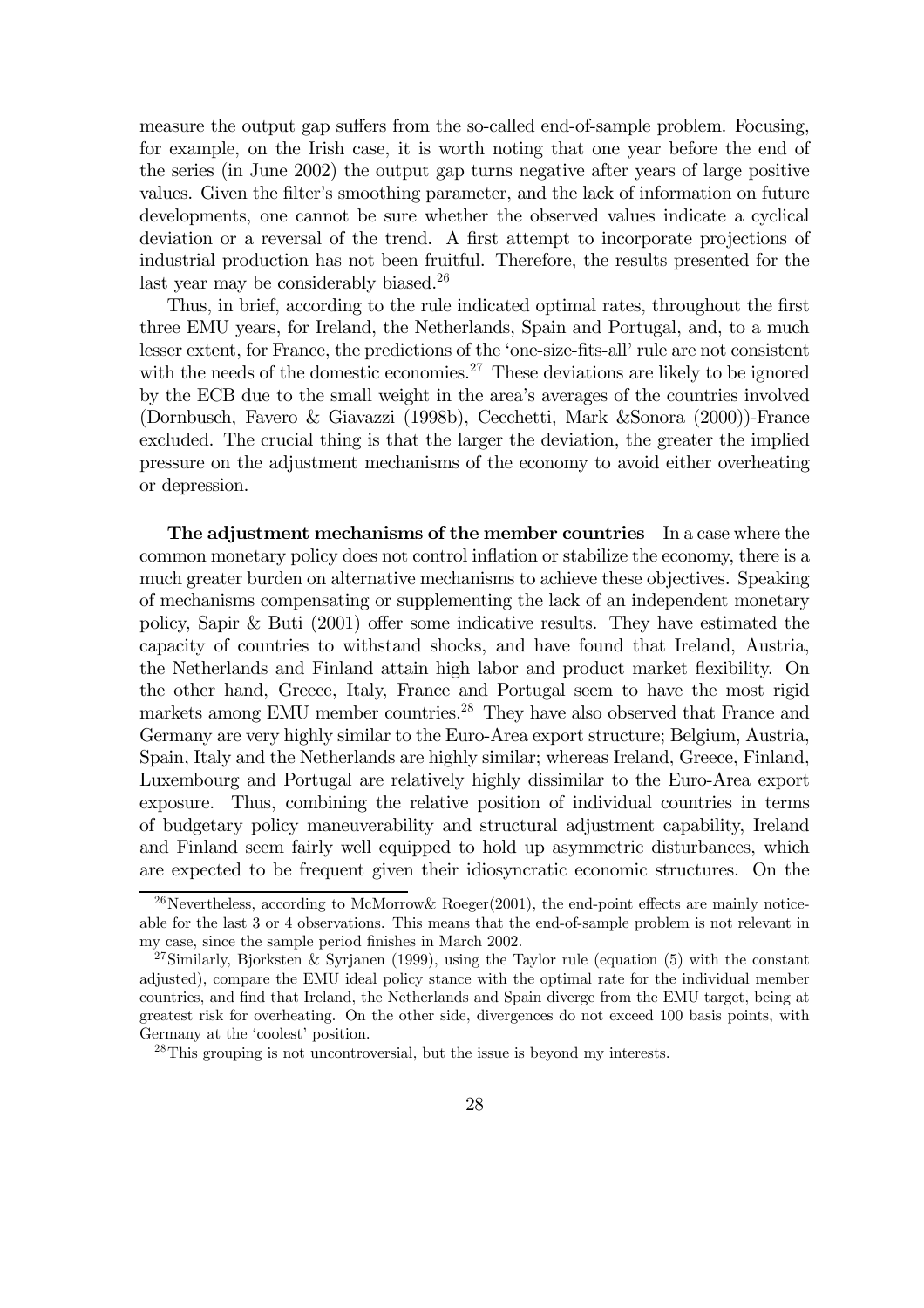measure the output gap suffers from the so-called end-of-sample problem. Focusing, for example, on the Irish case, it is worth noting that one year before the end of the series (in June 2002) the output gap turns negative after years of large positive values. Given the filter's smoothing parameter, and the lack of information on future developments, one cannot be sure whether the observed values indicate a cyclical deviation or a reversal of the trend. A first attempt to incorporate projections of industrial production has not been fruitful. Therefore, the results presented for the last year may be considerably biased.[26]

Thus, in brief, according to the rule indicated optimal rates, throughout the first three EMU years, for Ireland, the Netherlands, Spain and Portugal, and, to a much lesser extent, for France, the predictions of the 'one-size-fits-all' rule are not consistent with the needs of the domestic economies.[27] These deviations are likely to be ignored by the ECB due to the small weight in the area's averages of the countries involved (Dornbusch, Favero & Giavazzi (1998b), Cecchetti, Mark &Sonora (2000))-France excluded. The crucial thing is that the larger the deviation, the greater the implied pressure on the adjustment mechanisms of the economy to avoid either overheating or depression.

**The adjustment mechanisms of the member countries** In a case where the common monetary policy does not control inflation or stabilize the economy, there is a much greater burden on alternative mechanisms to achieve these objectives. Speaking of mechanisms compensating or supplementing the lack of an independent monetary policy, Sapir & Buti (2001) offer some indicative results. They have estimated the capacity of countries to withstand shocks, and have found that Ireland, Austria, the Netherlands and Finland attain high labor and product market flexibility. On the other hand, Greece, Italy, France and Portugal seem to have the most rigid markets among EMU member countries.[28] They have also observed that France and Germany are very highly similar to the Euro-Area export structure; Belgium, Austria, Spain, Italy and the Netherlands are highly similar; whereas Ireland, Greece, Finland, Luxembourg and Portugal are relatively highly dissimilar to the Euro-Area export exposure. Thus, combining the relative position of individual countries in terms of budgetary policy maneuverability and structural adjustment capability, Ireland and Finland seem fairly well equipped to hold up asymmetric disturbances, which are expected to be frequent given their idiosyncratic economic structures. On the

---

[26] Nevertheless, according to McMorrow& Roeger(2001), the end-point effects are mainly noticeable for the last 3 or 4 observations. This means that the end-of-sample problem is not relevant in my case, since the sample period finishes in March 2002.

[27] Similarly, Bjorksten & Syrjanen (1999), using the Taylor rule (equation (5) with the constant adjusted), compare the EMU ideal policy stance with the optimal rate for the individual member countries, and find that Ireland, the Netherlands and Spain diverge from the EMU target, being at greatest risk for overheating. On the other side, divergences do not exceed 100 basis points, with Germany at the 'coolest' position.

[28] This grouping is not uncontroversial, but the issue is beyond my interests.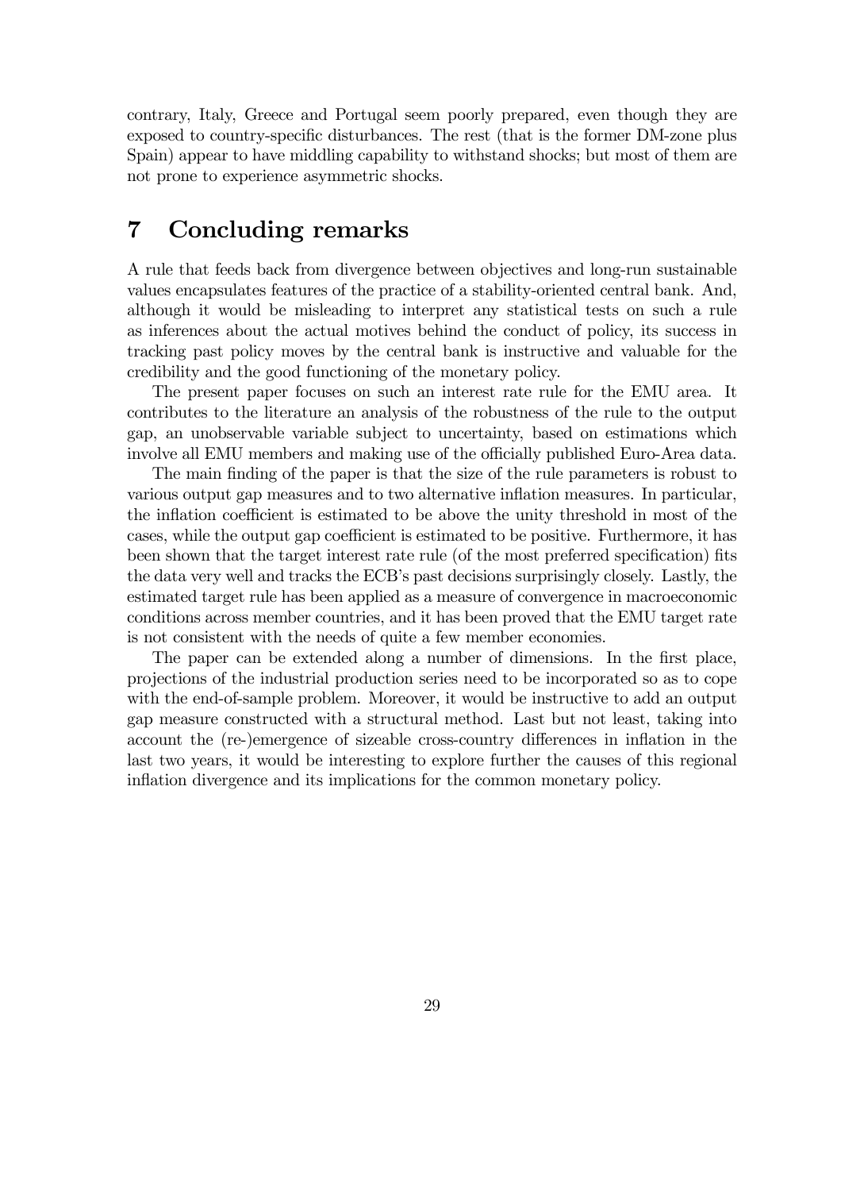contrary, Italy, Greece and Portugal seem poorly prepared, even though they are exposed to country-specific disturbances. The rest (that is the former DM-zone plus Spain) appear to have middling capability to withstand shocks; but most of them are not prone to experience asymmetric shocks.

# 7 Concluding remarks

A rule that feeds back from divergence between objectives and long-run sustainable values encapsulates features of the practice of a stability-oriented central bank. And, although it would be misleading to interpret any statistical tests on such a rule as inferences about the actual motives behind the conduct of policy, its success in tracking past policy moves by the central bank is instructive and valuable for the credibility and the good functioning of the monetary policy.

The present paper focuses on such an interest rate rule for the EMU area. It contributes to the literature an analysis of the robustness of the rule to the output gap, an unobservable variable subject to uncertainty, based on estimations which involve all EMU members and making use of the officially published Euro-Area data.

The main finding of the paper is that the size of the rule parameters is robust to various output gap measures and to two alternative inflation measures. In particular, the inflation coefficient is estimated to be above the unity threshold in most of the cases, while the output gap coefficient is estimated to be positive. Furthermore, it has been shown that the target interest rate rule (of the most preferred specification) fits the data very well and tracks the ECB's past decisions surprisingly closely. Lastly, the estimated target rule has been applied as a measure of convergence in macroeconomic conditions across member countries, and it has been proved that the EMU target rate is not consistent with the needs of quite a few member economies.

The paper can be extended along a number of dimensions. In the first place, projections of the industrial production series need to be incorporated so as to cope with the end-of-sample problem. Moreover, it would be instructive to add an output gap measure constructed with a structural method. Last but not least, taking into account the (re-)emergence of sizeable cross-country differences in inflation in the last two years, it would be interesting to explore further the causes of this regional inflation divergence and its implications for the common monetary policy.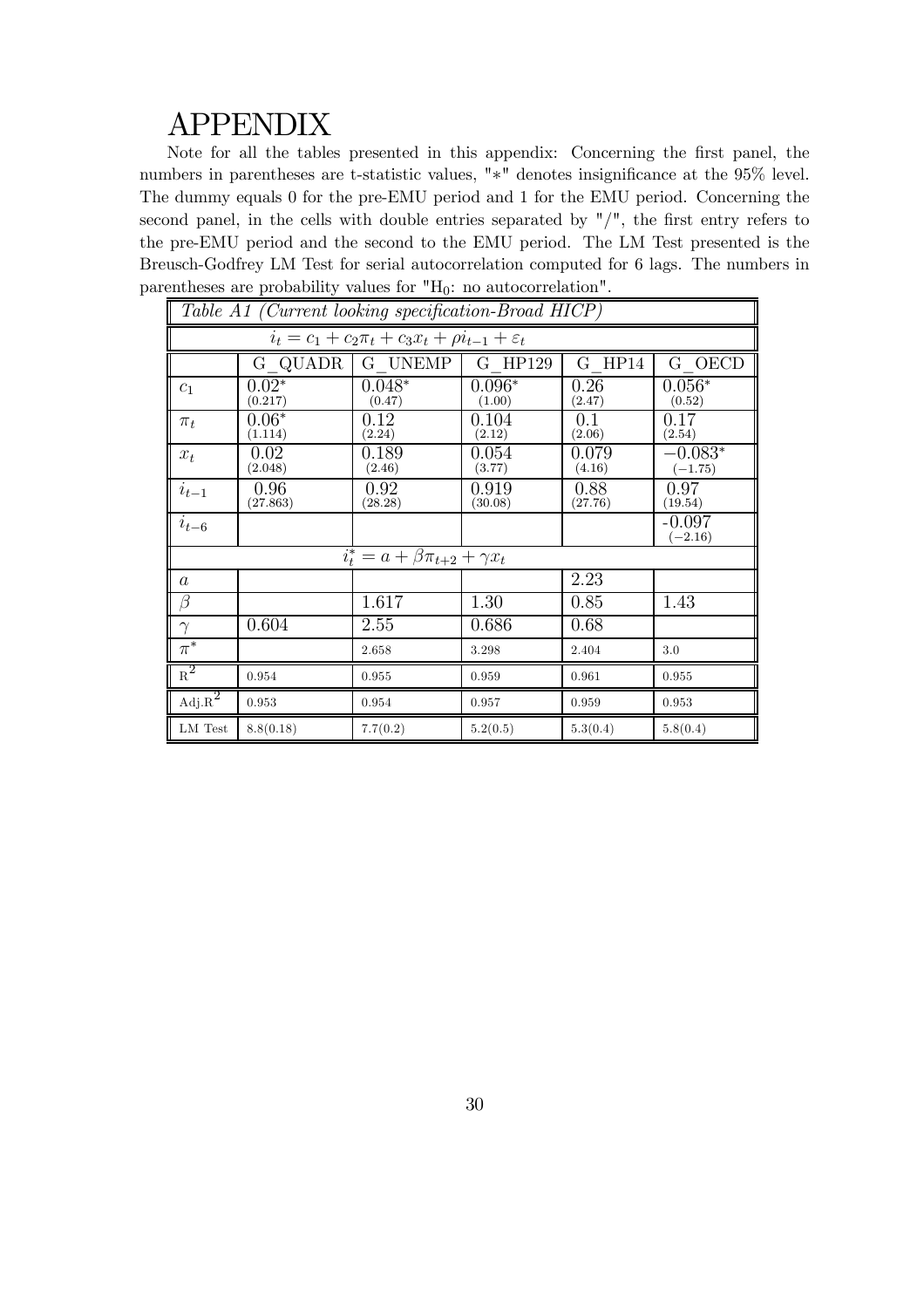# APPENDIX

Note for all the tables presented in this appendix: Concerning the first panel, the numbers in parentheses are t-statistic values, "*" denotes insignificance at the 95% level. The dummy equals 0 for the pre-EMU period and 1 for the EMU period. Concerning the second panel, in the cells with double entries separated by "/", the first entry refers to the pre-EMU period and the second to the EMU period. The LM Test presented is the Breusch-Godfrey LM Test for serial autocorrelation computed for 6 lags. The numbers in parentheses are probability values for "$H_0$: no autocorrelation".

| *Table A1 (Current looking specification-Broad HICP)* | | | | | |
|---|---|---|---|---|---|
| $i_t = c_1 + c_2\pi_t + c_3x_t + \rho i_{t-1} + \varepsilon_t$ | | | | | |
| | G_QUADR | G_UNEMP | G_HP129 | G_HP14 | G_OECD |
| $c_1$ | 0.02* (0.217) | 0.048* (0.47) | 0.096* (1.00) | 0.26 (2.47) | 0.056* (0.52) |
| $\pi_t$ | 0.06* (1.114) | 0.12 (2.24) | 0.104 (2.12) | 0.1 (2.06) | 0.17 (2.54) |
| $x_t$ | 0.02 (2.048) | 0.189 (2.46) | 0.054 (3.77) | 0.079 (4.16) | −0.083* (−1.75) |
| $i_{t-1}$ | 0.96 (27.863) | 0.92 (28.28) | 0.919 (30.08) | 0.88 (27.76) | 0.97 (19.54) |
| $i_{t-6}$ | | | | | -0.097 (−2.16) |
| $i_t^* = a + \beta\pi_{t+2} + \gamma x_t$ | | | | | |
| $a$ | | | | 2.23 | |
| $\beta$ | | 1.617 | 1.30 | 0.85 | 1.43 |
| $\gamma$ | 0.604 | 2.55 | 0.686 | 0.68 | |
| $\pi^*$ | | 2.658 | 3.298 | 2.404 | 3.0 |
| $R^2$ | 0.954 | 0.955 | 0.959 | 0.961 | 0.955 |
| Adj.$R^2$ | 0.953 | 0.954 | 0.957 | 0.959 | 0.953 |
| LM Test | 8.8(0.18) | 7.7(0.2) | 5.2(0.5) | 5.3(0.4) | 5.8(0.4) |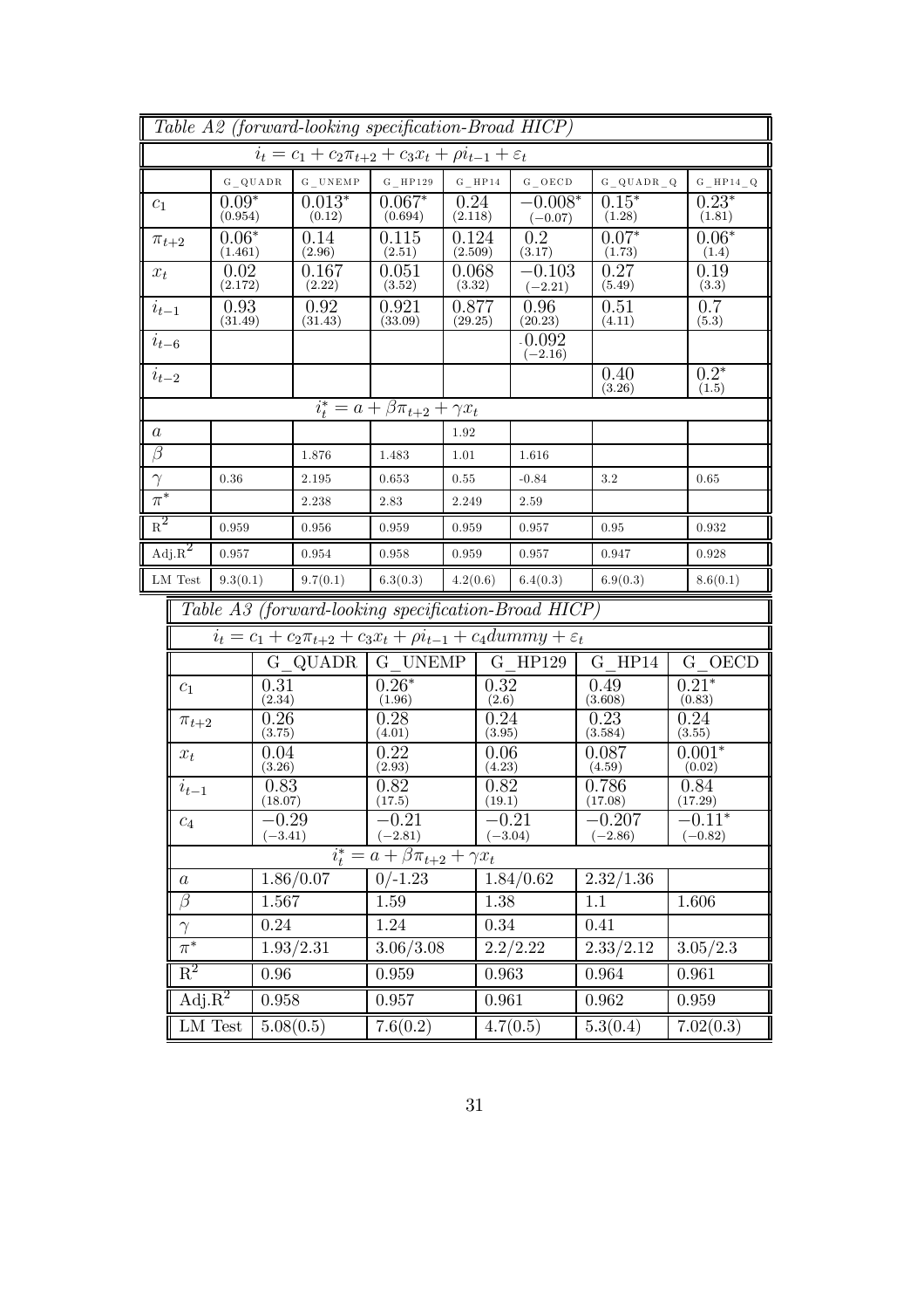*Table A2 (forward-looking specification-Broad HICP)*

$$i_t = c_1 + c_2\pi_{t+2} + c_3x_t + \rho i_{t-1} + \varepsilon_t$$

| | G_QUADR | G_UNEMP | G_HP129 | G_HP14 | G_OECD | G_QUADR_Q | G_HP14_Q |
|---|---|---|---|---|---|---|---|
| $c_1$ | $0.09^*$ (0.954) | $0.013^*$ (0.12) | $0.067^*$ (0.694) | 0.24 (2.118) | $-0.008^*$ $(-0.07)$ | $0.15^*$ (1.28) | $0.23^*$ (1.81) |
| $\pi_{t+2}$ | $0.06^*$ (1.461) | 0.14 (2.96) | 0.115 (2.51) | 0.124 (2.509) | 0.2 (3.17) | $0.07^*$ (1.73) | $0.06^*$ (1.4) |
| $x_t$ | 0.02 (2.172) | 0.167 (2.22) | 0.051 (3.52) | 0.068 (3.32) | $-0.103$ $(-2.21)$ | 0.27 (5.49) | 0.19 (3.3) |
| $i_{t-1}$ | 0.93 (31.49) | 0.92 (31.43) | 0.921 (33.09) | 0.877 (29.25) | 0.96 (20.23) | 0.51 (4.11) | 0.7 (5.3) |
| $i_{t-6}$ | | | | | -0.092 $(-2.16)$ | | |
| $i_{t-2}$ | | | | | | 0.40 (3.26) | $0.2^*$ (1.5) |
| $i^*_t = a + \beta\pi_{t+2} + \gamma x_t$ | | | | | | | |
| $a$ | | | | 1.92 | | | |
| $\beta$ | | 1.876 | 1.483 | 1.01 | 1.616 | | |
| $\gamma$ | 0.36 | 2.195 | 0.653 | 0.55 | -0.84 | 3.2 | 0.65 |
| $\pi^*$ | | 2.238 | 2.83 | 2.249 | 2.59 | | |
| $R^2$ | 0.959 | 0.956 | 0.959 | 0.959 | 0.957 | 0.95 | 0.932 |
| Adj.$R^2$ | 0.957 | 0.954 | 0.958 | 0.959 | 0.957 | 0.947 | 0.928 |
| LM Test | 9.3(0.1) | 9.7(0.1) | 6.3(0.3) | 4.2(0.6) | 6.4(0.3) | 6.9(0.3) | 8.6(0.1) |

*Table A3 (forward-looking specification-Broad HICP)*

$$i_t = c_1 + c_2\pi_{t+2} + c_3x_t + \rho i_{t-1} + c_4 dummy + \varepsilon_t$$

| | G_QUADR | G_UNEMP | G_HP129 | G_HP14 | G_OECD |
|---|---|---|---|---|---|
| $c_1$ | 0.31 (2.34) | $0.26^*$ (1.96) | 0.32 (2.6) | 0.49 (3.608) | $0.21^*$ (0.83) |
| $\pi_{t+2}$ | 0.26 (3.75) | 0.28 (4.01) | 0.24 (3.95) | 0.23 (3.584) | 0.24 (3.55) |
| $x_t$ | 0.04 (3.26) | 0.22 (2.93) | 0.06 (4.23) | 0.087 (4.59) | $0.001^*$ (0.02) |
| $i_{t-1}$ | 0.83 (18.07) | 0.82 (17.5) | 0.82 (19.1) | 0.786 (17.08) | 0.84 (17.29) |
| $c_4$ | $-0.29$ $(-3.41)$ | $-0.21$ $(-2.81)$ | $-0.21$ $(-3.04)$ | $-0.207$ $(-2.86)$ | $-0.11^*$ $(-0.82)$ |
| $i^*_t = a + \beta\pi_{t+2} + \gamma x_t$ | | | | | |
| $a$ | 1.86/0.07 | 0/-1.23 | 1.84/0.62 | 2.32/1.36 | |
| $\beta$ | 1.567 | 1.59 | 1.38 | 1.1 | 1.606 |
| $\gamma$ | 0.24 | 1.24 | 0.34 | 0.41 | |
| $\pi^*$ | 1.93/2.31 | 3.06/3.08 | 2.2/2.22 | 2.33/2.12 | 3.05/2.3 |
| $R^2$ | 0.96 | 0.959 | 0.963 | 0.964 | 0.961 |
| Adj.$R^2$ | 0.958 | 0.957 | 0.961 | 0.962 | 0.959 |
| LM Test | 5.08(0.5) | 7.6(0.2) | 4.7(0.5) | 5.3(0.4) | 7.02(0.3) |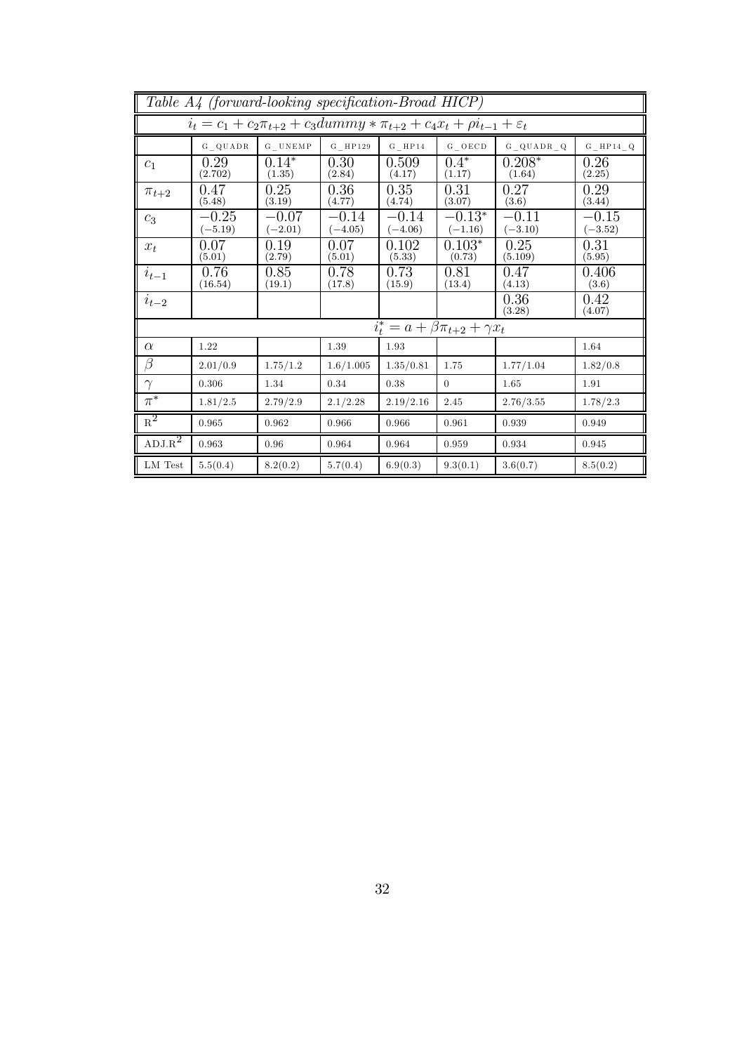| *Table A4 (forward-looking specification-Broad HICP)* | | | | | | | |
|---|---|---|---|---|---|---|---|
| $i_t = c_1 + c_2\pi_{t+2} + c_3 dummy * \pi_{t+2} + c_4 x_t + \rho i_{t-1} + \varepsilon_t$ | | | | | | | |
| | G_QUADR | G_UNEMP | G_HP129 | G_HP14 | G_OECD | G_QUADR_Q | G_HP14_Q |
| $c_1$ | 0.29 (2.702) | 0.14* (1.35) | 0.30 (2.84) | 0.509 (4.17) | 0.4* (1.17) | 0.208* (1.64) | 0.26 (2.25) |
| $\pi_{t+2}$ | 0.47 (5.48) | 0.25 (3.19) | 0.36 (4.77) | 0.35 (4.74) | 0.31 (3.07) | 0.27 (3.6) | 0.29 (3.44) |
| $c_3$ | −0.25 (−5.19) | −0.07 (−2.01) | −0.14 (−4.05) | −0.14 (−4.06) | −0.13* (−1.16) | −0.11 (−3.10) | −0.15 (−3.52) |
| $x_t$ | 0.07 (5.01) | 0.19 (2.79) | 0.07 (5.01) | 0.102 (5.33) | 0.103* (0.73) | 0.25 (5.109) | 0.31 (5.95) |
| $i_{t-1}$ | 0.76 (16.54) | 0.85 (19.1) | 0.78 (17.8) | 0.73 (15.9) | 0.81 (13.4) | 0.47 (4.13) | 0.406 (3.6) |
| $i_{t-2}$ | | | | | | 0.36 (3.28) | 0.42 (4.07) |
| $i_t^* = a + \beta\pi_{t+2} + \gamma x_t$ | | | | | | | |
| $\alpha$ | 1.22 | | 1.39 | 1.93 | | | 1.64 |
| $\beta$ | 2.01/0.9 | 1.75/1.2 | 1.6/1.005 | 1.35/0.81 | 1.75 | 1.77/1.04 | 1.82/0.8 |
| $\gamma$ | 0.306 | 1.34 | 0.34 | 0.38 | 0 | 1.65 | 1.91 |
| $\pi^*$ | 1.81/2.5 | 2.79/2.9 | 2.1/2.28 | 2.19/2.16 | 2.45 | 2.76/3.55 | 1.78/2.3 |
| $R^2$ | 0.965 | 0.962 | 0.966 | 0.966 | 0.961 | 0.939 | 0.949 |
| ADJ.$R^2$ | 0.963 | 0.96 | 0.964 | 0.964 | 0.959 | 0.934 | 0.945 |
| LM Test | 5.5(0.4) | 8.2(0.2) | 5.7(0.4) | 6.9(0.3) | 9.3(0.1) | 3.6(0.7) | 8.5(0.2) |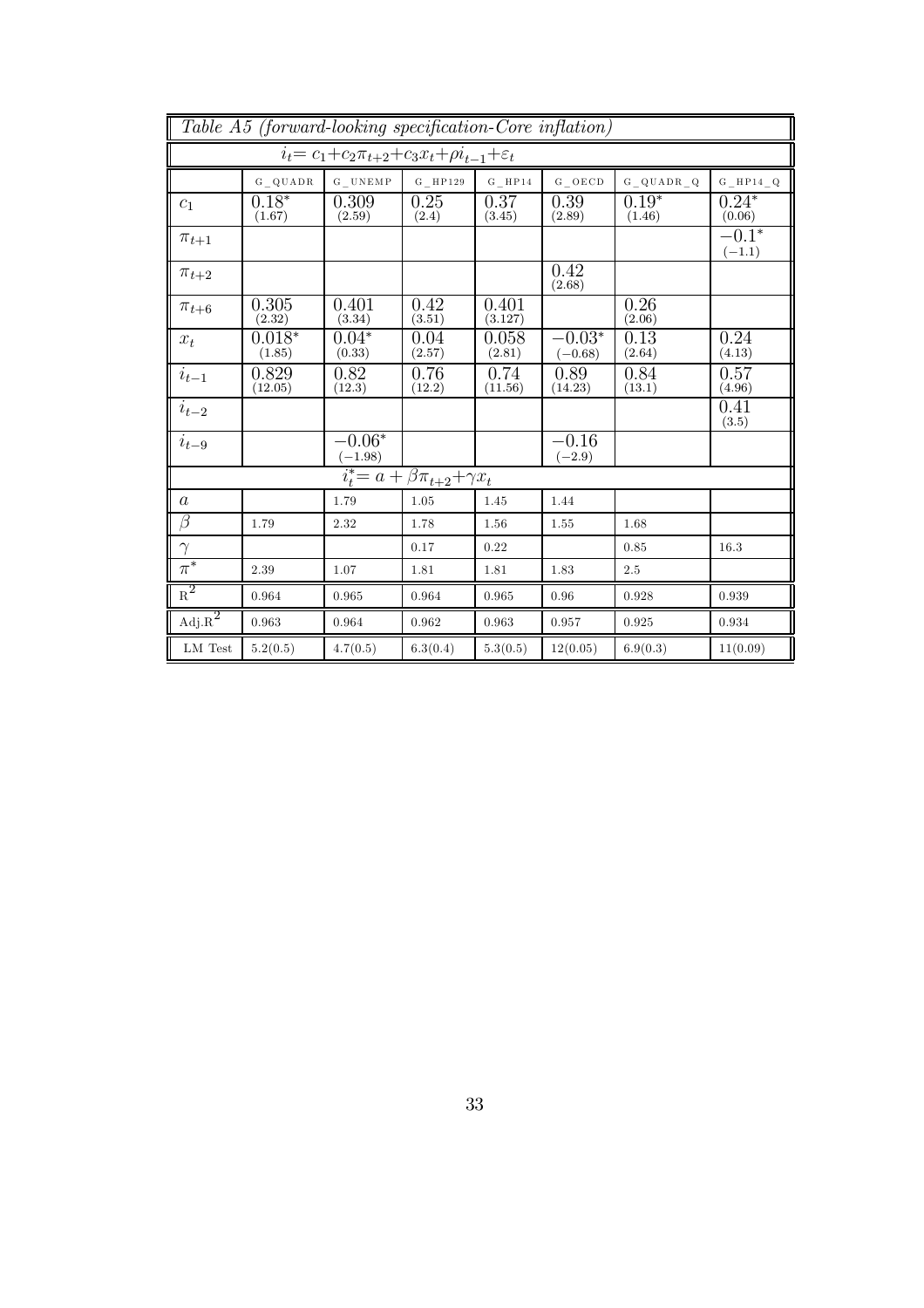*Table A5 (forward-looking specification-Core inflation)*

$i_t = c_1 + c_2\pi_{t+2} + c_3x_t + \rho i_{t-1} + \varepsilon_t$

| | G_QUADR | G_UNEMP | G_HP129 | G_HP14 | G_OECD | G_QUADR_Q | G_HP14_Q |
|---|---|---|---|---|---|---|---|
| $c_1$ | $0.18^*$ $(1.67)$ | $0.309$ $(2.59)$ | $0.25$ $(2.4)$ | $0.37$ $(3.45)$ | $0.39$ $(2.89)$ | $0.19^*$ $(1.46)$ | $0.24^*$ $(0.06)$ |
| $\pi_{t+1}$ | | | | | | | $-0.1^*$ $(-1.1)$ |
| $\pi_{t+2}$ | | | | | $0.42$ $(2.68)$ | | |
| $\pi_{t+6}$ | $0.305$ $(2.32)$ | $0.401$ $(3.34)$ | $0.42$ $(3.51)$ | $0.401$ $(3.127)$ | | $0.26$ $(2.06)$ | |
| $x_t$ | $0.018^*$ $(1.85)$ | $0.04^*$ $(0.33)$ | $0.04$ $(2.57)$ | $0.058$ $(2.81)$ | $-0.03^*$ $(-0.68)$ | $0.13$ $(2.64)$ | $0.24$ $(4.13)$ |
| $i_{t-1}$ | $0.829$ $(12.05)$ | $0.82$ $(12.3)$ | $0.76$ $(12.2)$ | $0.74$ $(11.56)$ | $0.89$ $(14.23)$ | $0.84$ $(13.1)$ | $0.57$ $(4.96)$ |
| $i_{t-2}$ | | | | | | | $0.41$ $(3.5)$ |
| $i_{t-9}$ | | $-0.06^*$ $(-1.98)$ | | | $-0.16$ $(-2.9)$ | | |
| $i_t^* = a + \beta\pi_{t+2} + \gamma x_t$ | | | | | | | |
| $a$ | | 1.79 | 1.05 | 1.45 | 1.44 | | |
| $\beta$ | 1.79 | 2.32 | 1.78 | 1.56 | 1.55 | 1.68 | |
| $\gamma$ | | | 0.17 | 0.22 | | 0.85 | 16.3 |
| $\pi^*$ | 2.39 | 1.07 | 1.81 | 1.81 | 1.83 | 2.5 | |
| $R^2$ | 0.964 | 0.965 | 0.964 | 0.965 | 0.96 | 0.928 | 0.939 |
| Adj.$R^2$ | 0.963 | 0.964 | 0.962 | 0.963 | 0.957 | 0.925 | 0.934 |
| LM Test | 5.2(0.5) | 4.7(0.5) | 6.3(0.4) | 5.3(0.5) | 12(0.05) | 6.9(0.3) | 11(0.09) |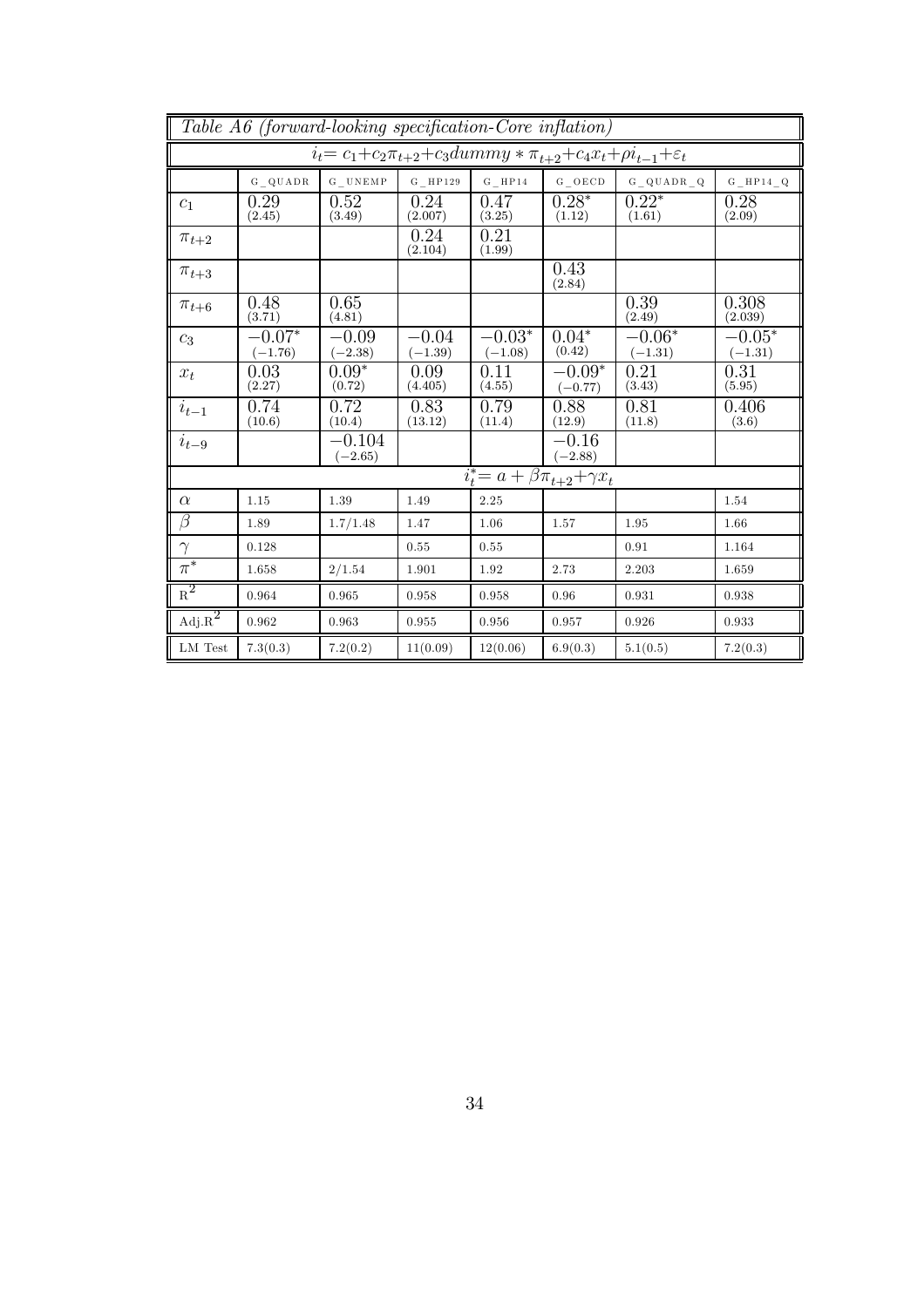*Table A6 (forward-looking specification-Core inflation)*

$$i_t = c_1 + c_2\pi_{t+2} + c_3 dummy * \pi_{t+2} + c_4 x_t + \rho i_{t-1} + \varepsilon_t$$

| | G_QUADR | G_UNEMP | G_HP129 | G_HP14 | G_OECD | G_QUADR_Q | G_HP14_Q |
|---|---|---|---|---|---|---|---|
| $c_1$ | 0.29 (2.45) | 0.52 (3.49) | 0.24 (2.007) | 0.47 (3.25) | $0.28^*$ (1.12) | $0.22^*$ (1.61) | 0.28 (2.09) |
| $\pi_{t+2}$ | | | 0.24 (2.104) | 0.21 (1.99) | | | |
| $\pi_{t+3}$ | | | | | 0.43 (2.84) | | |
| $\pi_{t+6}$ | 0.48 (3.71) | 0.65 (4.81) | | | | 0.39 (2.49) | 0.308 (2.039) |
| $c_3$ | $-0.07^*$ (−1.76) | −0.09 (−2.38) | −0.04 (−1.39) | $-0.03^*$ (−1.08) | $0.04^*$ (0.42) | $-0.06^*$ (−1.31) | $-0.05^*$ (−1.31) |
| $x_t$ | 0.03 (2.27) | $0.09^*$ (0.72) | 0.09 (4.405) | 0.11 (4.55) | $-0.09^*$ (−0.77) | 0.21 (3.43) | 0.31 (5.95) |
| $i_{t-1}$ | 0.74 (10.6) | 0.72 (10.4) | 0.83 (13.12) | 0.79 (11.4) | 0.88 (12.9) | 0.81 (11.8) | 0.406 (3.6) |
| $i_{t-9}$ | | −0.104 (−2.65) | | | −0.16 (−2.88) | | |
| | | | | $i_t^* = a + \beta\pi_{t+2} + \gamma x_t$ | | | |
| $\alpha$ | 1.15 | 1.39 | 1.49 | 2.25 | | | 1.54 |
| $\beta$ | 1.89 | 1.7/1.48 | 1.47 | 1.06 | 1.57 | 1.95 | 1.66 |
| $\gamma$ | 0.128 | | 0.55 | 0.55 | | 0.91 | 1.164 |
| $\pi^*$ | 1.658 | 2/1.54 | 1.901 | 1.92 | 2.73 | 2.203 | 1.659 |
| $R^2$ | 0.964 | 0.965 | 0.958 | 0.958 | 0.96 | 0.931 | 0.938 |
| Adj.$R^2$ | 0.962 | 0.963 | 0.955 | 0.956 | 0.957 | 0.926 | 0.933 |
| LM Test | 7.3(0.3) | 7.2(0.2) | 11(0.09) | 12(0.06) | 6.9(0.3) | 5.1(0.5) | 7.2(0.3) |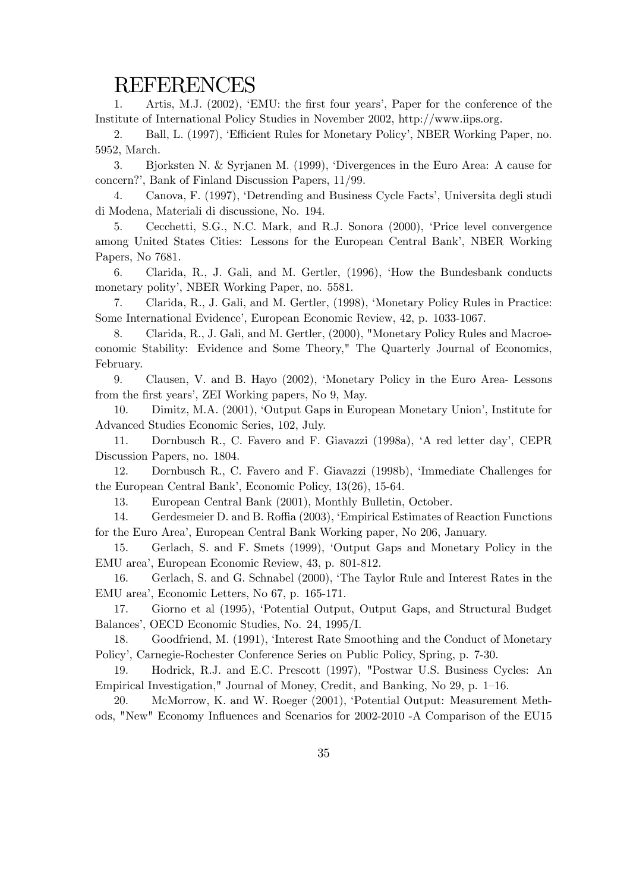# REFERENCES

1. Artis, M.J. (2002), 'EMU: the first four years', Paper for the conference of the Institute of International Policy Studies in November 2002, http://www.iips.org.

2. Ball, L. (1997), 'Efficient Rules for Monetary Policy', NBER Working Paper, no. 5952, March.

3. Bjorksten N. & Syrjanen M. (1999), 'Divergences in the Euro Area: A cause for concern?', Bank of Finland Discussion Papers, 11/99.

4. Canova, F. (1997), 'Detrending and Business Cycle Facts', Universita degli studi di Modena, Materiali di discussione, No. 194.

5. Cecchetti, S.G., N.C. Mark, and R.J. Sonora (2000), 'Price level convergence among United States Cities: Lessons for the European Central Bank', NBER Working Papers, No 7681.

6. Clarida, R., J. Gali, and M. Gertler, (1996), 'How the Bundesbank conducts monetary polity', NBER Working Paper, no. 5581.

7. Clarida, R., J. Gali, and M. Gertler, (1998), 'Monetary Policy Rules in Practice: Some International Evidence', European Economic Review, 42, p. 1033-1067.

8. Clarida, R., J. Gali, and M. Gertler, (2000), "Monetary Policy Rules and Macroeconomic Stability: Evidence and Some Theory," The Quarterly Journal of Economics, February.

9. Clausen, V. and B. Hayo (2002), 'Monetary Policy in the Euro Area- Lessons from the first years', ZEI Working papers, No 9, May.

10. Dimitz, M.A. (2001), 'Output Gaps in European Monetary Union', Institute for Advanced Studies Economic Series, 102, July.

11. Dornbusch R., C. Favero and F. Giavazzi (1998a), 'A red letter day', CEPR Discussion Papers, no. 1804.

12. Dornbusch R., C. Favero and F. Giavazzi (1998b), 'Immediate Challenges for the European Central Bank', Economic Policy, 13(26), 15-64.

13. European Central Bank (2001), Monthly Bulletin, October.

14. Gerdesmeier D. and B. Roffia (2003), 'Empirical Estimates of Reaction Functions for the Euro Area', European Central Bank Working paper, No 206, January.

15. Gerlach, S. and F. Smets (1999), 'Output Gaps and Monetary Policy in the EMU area', European Economic Review, 43, p. 801-812.

16. Gerlach, S. and G. Schnabel (2000), 'The Taylor Rule and Interest Rates in the EMU area', Economic Letters, No 67, p. 165-171.

17. Giorno et al (1995), 'Potential Output, Output Gaps, and Structural Budget Balances', OECD Economic Studies, No. 24, 1995/I.

18. Goodfriend, M. (1991), 'Interest Rate Smoothing and the Conduct of Monetary Policy', Carnegie-Rochester Conference Series on Public Policy, Spring, p. 7-30.

19. Hodrick, R.J. and E.C. Prescott (1997), "Postwar U.S. Business Cycles: An Empirical Investigation," Journal of Money, Credit, and Banking, No 29, p. 1–16.

20. McMorrow, K. and W. Roeger (2001), 'Potential Output: Measurement Methods, "New" Economy Influences and Scenarios for 2002-2010 -A Comparison of the EU15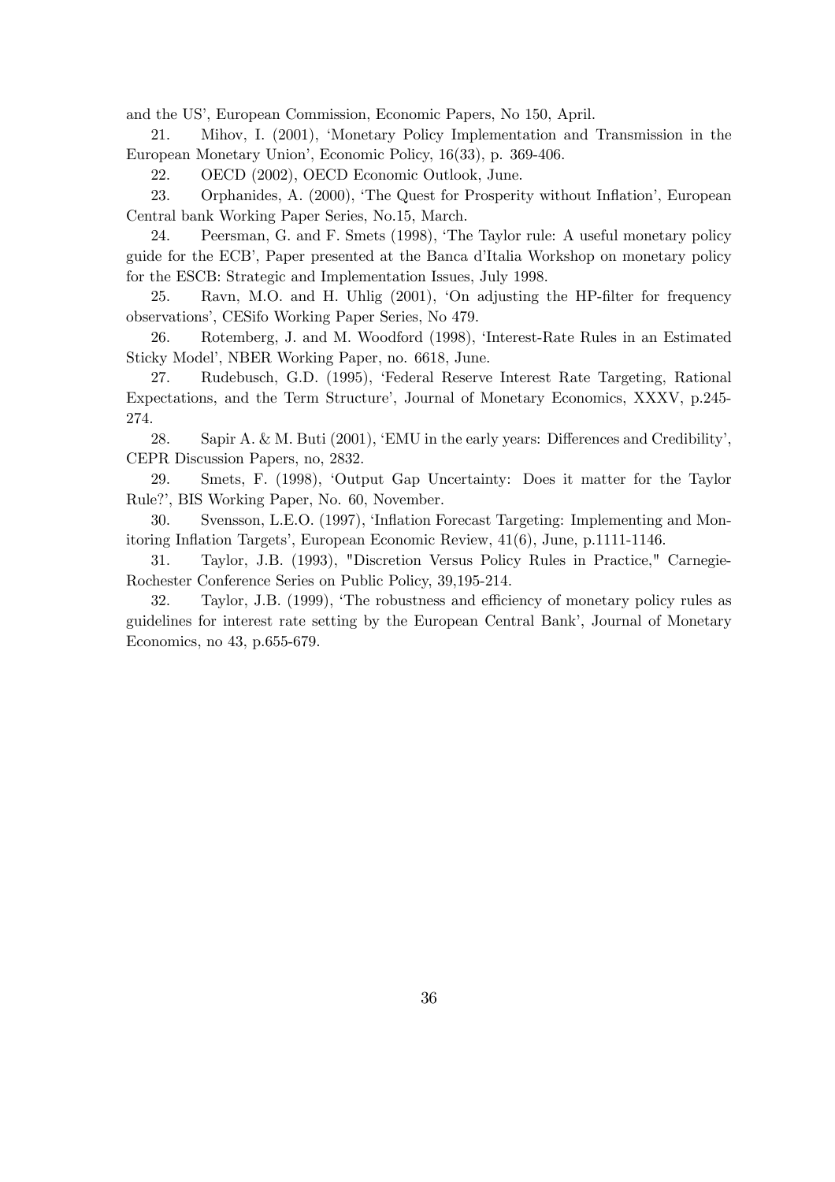and the US', European Commission, Economic Papers, No 150, April.

21. Mihov, I. (2001), 'Monetary Policy Implementation and Transmission in the European Monetary Union', Economic Policy, 16(33), p. 369-406.

22. OECD (2002), OECD Economic Outlook, June.

23. Orphanides, A. (2000), 'The Quest for Prosperity without Inflation', European Central bank Working Paper Series, No.15, March.

24. Peersman, G. and F. Smets (1998), 'The Taylor rule: A useful monetary policy guide for the ECB', Paper presented at the Banca d'Italia Workshop on monetary policy for the ESCB: Strategic and Implementation Issues, July 1998.

25. Ravn, M.O. and H. Uhlig (2001), 'On adjusting the HP-filter for frequency observations', CESifo Working Paper Series, No 479.

26. Rotemberg, J. and M. Woodford (1998), 'Interest-Rate Rules in an Estimated Sticky Model', NBER Working Paper, no. 6618, June.

27. Rudebusch, G.D. (1995), 'Federal Reserve Interest Rate Targeting, Rational Expectations, and the Term Structure', Journal of Monetary Economics, XXXV, p.245-274.

28. Sapir A. & M. Buti (2001), 'EMU in the early years: Differences and Credibility', CEPR Discussion Papers, no, 2832.

29. Smets, F. (1998), 'Output Gap Uncertainty: Does it matter for the Taylor Rule?', BIS Working Paper, No. 60, November.

30. Svensson, L.E.O. (1997), 'Inflation Forecast Targeting: Implementing and Monitoring Inflation Targets', European Economic Review, 41(6), June, p.1111-1146.

31. Taylor, J.B. (1993), "Discretion Versus Policy Rules in Practice," Carnegie-Rochester Conference Series on Public Policy, 39,195-214.

32. Taylor, J.B. (1999), 'The robustness and efficiency of monetary policy rules as guidelines for interest rate setting by the European Central Bank', Journal of Monetary Economics, no 43, p.655-679.